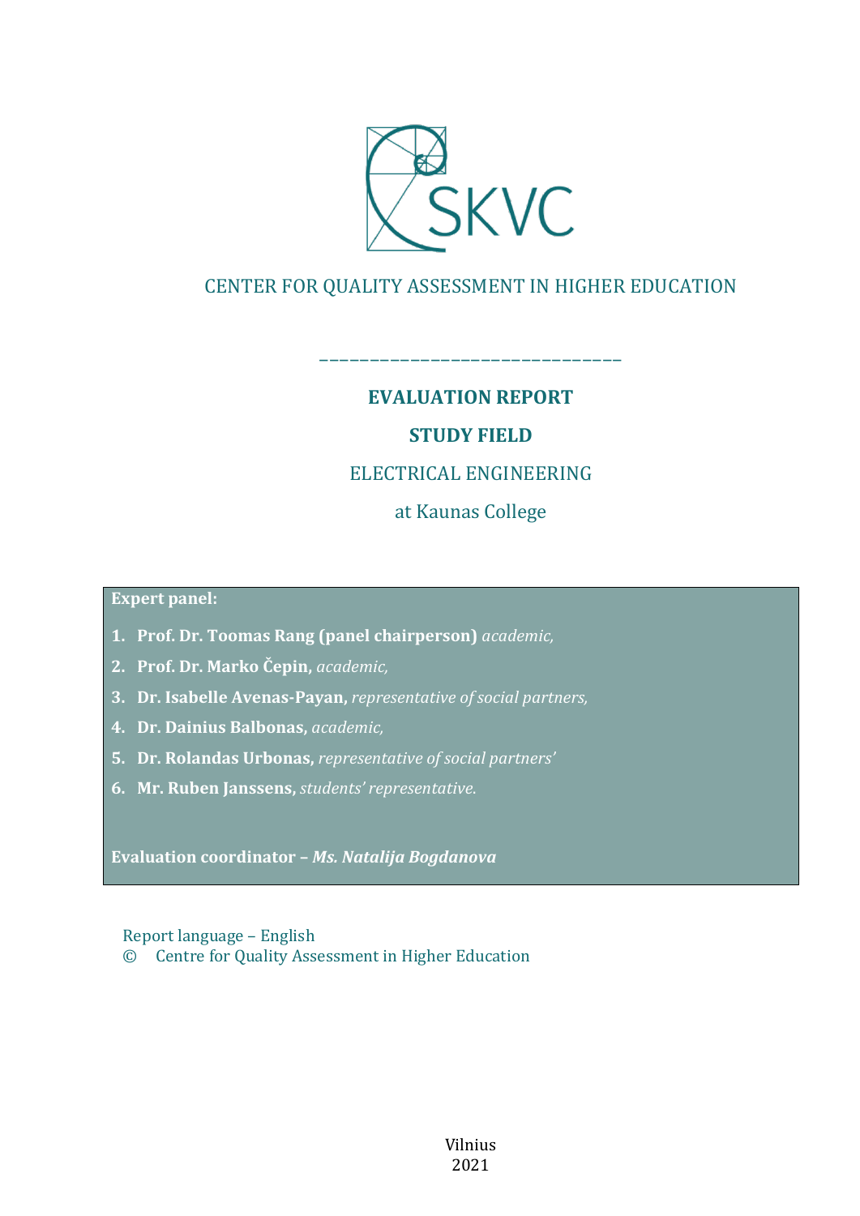SKVC

CENTER FOR QUALITY ASSESSMENT IN HIGHER EDUCATION

______________________________

# EVALUATION REPORT

## STUDY FIELD

ELECTRICAL ENGINEERING

at Kaunas College

**Expert panel:**

1. **Prof. Dr. Toomas Rang (panel chairperson)** *academic,*
2. **Prof. Dr. Marko Čepin,** *academic,*
3. **Dr. Isabelle Avenas-Payan,** *representative of social partners,*
4. **Dr. Dainius Balbonas,** *academic,*
5. **Dr. Rolandas Urbonas,** *representative of social partners'*
6. **Mr. Ruben Janssens,** *students' representative.*

**Evaluation coordinator –** ***Ms. Natalija Bogdanova***

Report language – English
© Centre for Quality Assessment in Higher Education

Vilnius
2021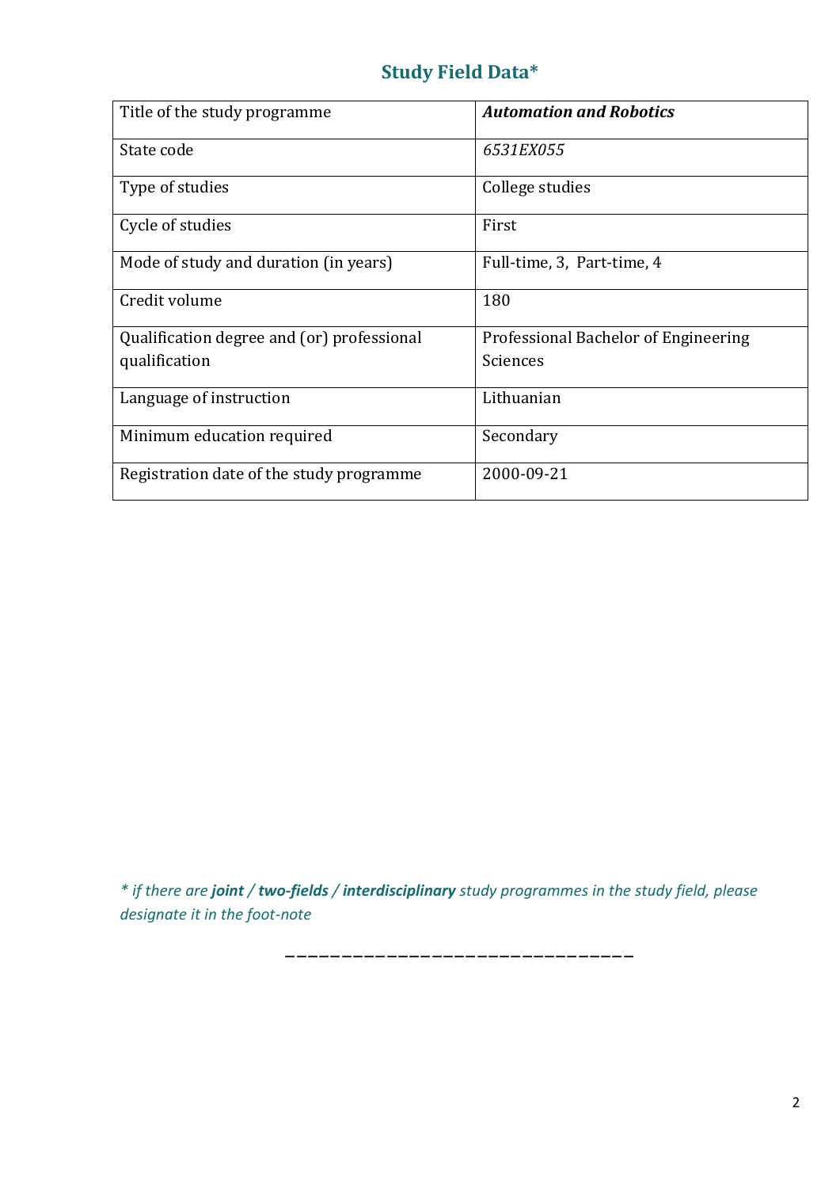## Study Field Data*

| Title of the study programme | ***Automation and Robotics*** |
|---|---|
| State code | *6531EX055* |
| Type of studies | College studies |
| Cycle of studies | First |
| Mode of study and duration (in years) | Full-time, 3, Part-time, 4 |
| Credit volume | 180 |
| Qualification degree and (or) professional qualification | Professional Bachelor of Engineering Sciences |
| Language of instruction | Lithuanian |
| Minimum education required | Secondary |
| Registration date of the study programme | 2000-09-21 |

*\* if there are **joint** / **two-fields** / **interdisciplinary** study programmes in the study field, please designate it in the foot-note*

———————————————————————————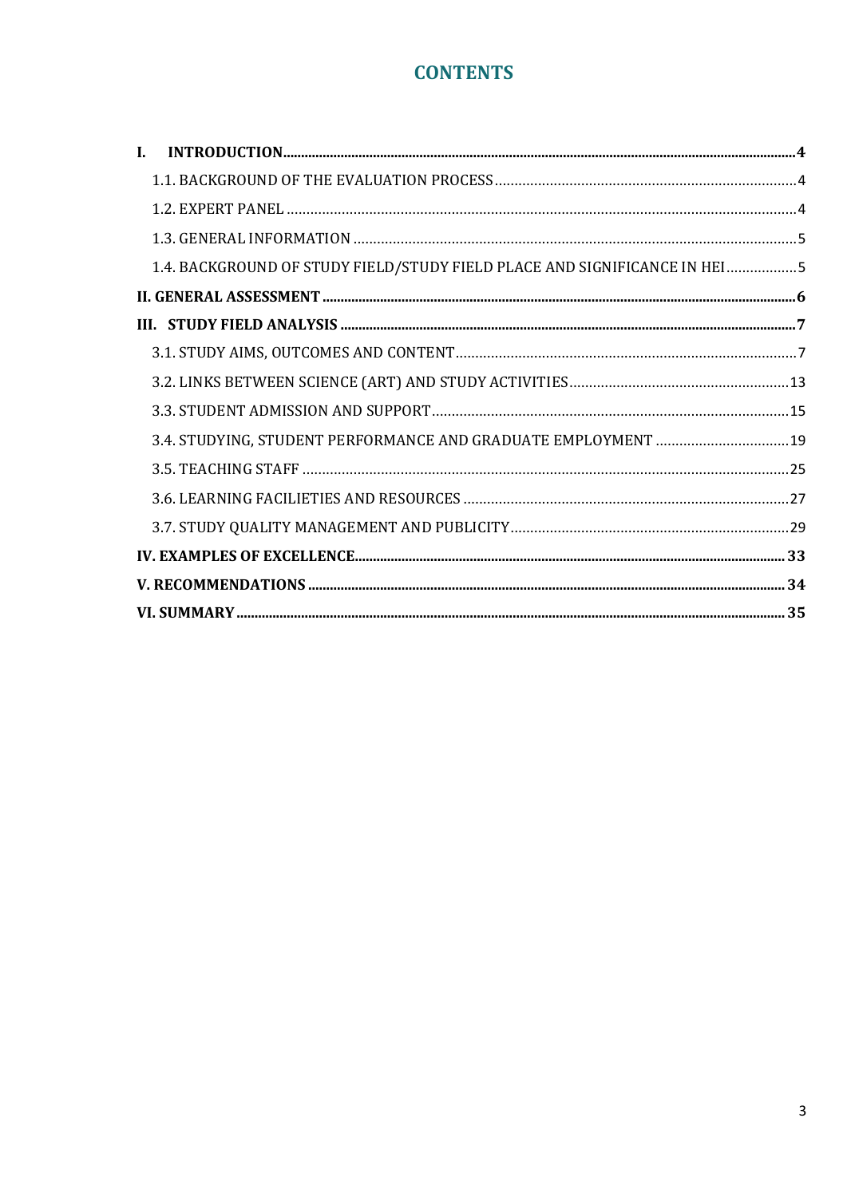# CONTENTS

**I. INTRODUCTION** ..... **4**

1.1. BACKGROUND OF THE EVALUATION PROCESS ..... 4

1.2. EXPERT PANEL ..... 4

1.3. GENERAL INFORMATION ..... 5

1.4. BACKGROUND OF STUDY FIELD/STUDY FIELD PLACE AND SIGNIFICANCE IN HEI ..... 5

**II. GENERAL ASSESSMENT** ..... **6**

**III. STUDY FIELD ANALYSIS** ..... **7**

3.1. STUDY AIMS, OUTCOMES AND CONTENT ..... 7

3.2. LINKS BETWEEN SCIENCE (ART) AND STUDY ACTIVITIES ..... 13

3.3. STUDENT ADMISSION AND SUPPORT ..... 15

3.4. STUDYING, STUDENT PERFORMANCE AND GRADUATE EMPLOYMENT ..... 19

3.5. TEACHING STAFF ..... 25

3.6. LEARNING FACILIETIES AND RESOURCES ..... 27

3.7. STUDY QUALITY MANAGEMENT AND PUBLICITY ..... 29

**IV. EXAMPLES OF EXCELLENCE** ..... **33**

**V. RECOMMENDATIONS** ..... **34**

**VI. SUMMARY** ..... **35**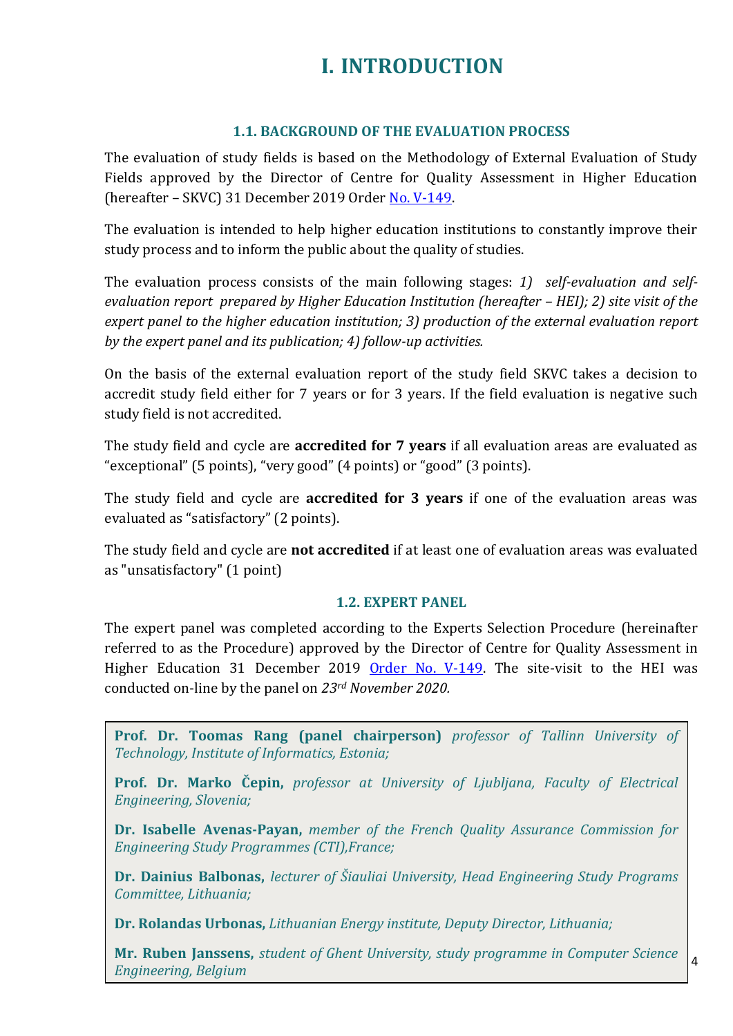# I. INTRODUCTION

### 1.1. BACKGROUND OF THE EVALUATION PROCESS

The evaluation of study fields is based on the Methodology of External Evaluation of Study Fields approved by the Director of Centre for Quality Assessment in Higher Education (hereafter – SKVC) 31 December 2019 Order No. V-149.

The evaluation is intended to help higher education institutions to constantly improve their study process and to inform the public about the quality of studies.

The evaluation process consists of the main following stages: *1) self-evaluation and self-evaluation report prepared by Higher Education Institution (hereafter – HEI); 2) site visit of the expert panel to the higher education institution; 3) production of the external evaluation report by the expert panel and its publication; 4) follow-up activities.*

On the basis of the external evaluation report of the study field SKVC takes a decision to accredit study field either for 7 years or for 3 years. If the field evaluation is negative such study field is not accredited.

The study field and cycle are **accredited for 7 years** if all evaluation areas are evaluated as "exceptional" (5 points), "very good" (4 points) or "good" (3 points).

The study field and cycle are **accredited for 3 years** if one of the evaluation areas was evaluated as "satisfactory" (2 points).

The study field and cycle are **not accredited** if at least one of evaluation areas was evaluated as "unsatisfactory" (1 point)

### 1.2. EXPERT PANEL

The expert panel was completed according to the Experts Selection Procedure (hereinafter referred to as the Procedure) approved by the Director of Centre for Quality Assessment in Higher Education 31 December 2019 Order No. V-149. The site-visit to the HEI was conducted on-line by the panel on *23rd November 2020.*

**Prof. Dr. Toomas Rang (panel chairperson)** *professor of Tallinn University of Technology, Institute of Informatics, Estonia;*

**Prof. Dr. Marko Čepin,** *professor at University of Ljubljana, Faculty of Electrical Engineering, Slovenia;*

**Dr. Isabelle Avenas-Payan,** *member of the French Quality Assurance Commission for Engineering Study Programmes (CTI),France;*

**Dr. Dainius Balbonas,** *lecturer of Šiauliai University, Head Engineering Study Programs Committee, Lithuania;*

**Dr. Rolandas Urbonas,** *Lithuanian Energy institute, Deputy Director, Lithuania;*

**Mr. Ruben Janssens,** *student of Ghent University, study programme in Computer Science Engineering, Belgium*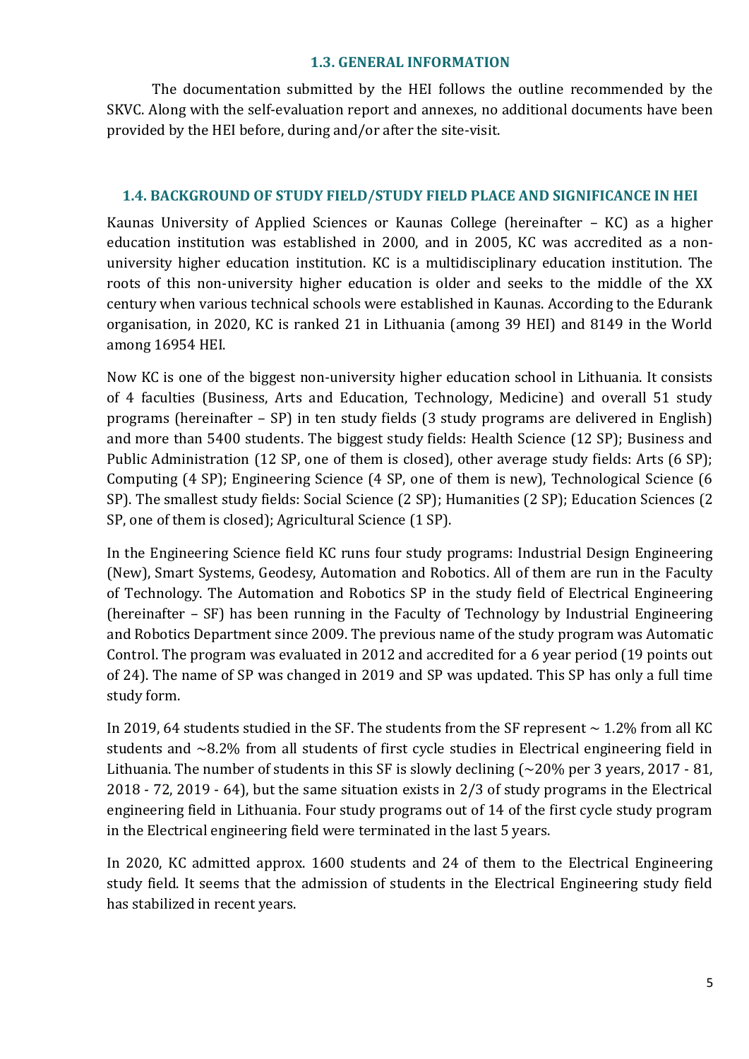### 1.3. GENERAL INFORMATION

The documentation submitted by the HEI follows the outline recommended by the SKVC. Along with the self-evaluation report and annexes, no additional documents have been provided by the HEI before, during and/or after the site-visit.

### 1.4. BACKGROUND OF STUDY FIELD/STUDY FIELD PLACE AND SIGNIFICANCE IN HEI

Kaunas University of Applied Sciences or Kaunas College (hereinafter – KC) as a higher education institution was established in 2000, and in 2005, KC was accredited as a non-university higher education institution. KC is a multidisciplinary education institution. The roots of this non-university higher education is older and seeks to the middle of the XX century when various technical schools were established in Kaunas. According to the Edurank organisation, in 2020, KC is ranked 21 in Lithuania (among 39 HEI) and 8149 in the World among 16954 HEI.

Now KC is one of the biggest non-university higher education school in Lithuania. It consists of 4 faculties (Business, Arts and Education, Technology, Medicine) and overall 51 study programs (hereinafter – SP) in ten study fields (3 study programs are delivered in English) and more than 5400 students. The biggest study fields: Health Science (12 SP); Business and Public Administration (12 SP, one of them is closed), other average study fields: Arts (6 SP); Computing (4 SP); Engineering Science (4 SP, one of them is new), Technological Science (6 SP). The smallest study fields: Social Science (2 SP); Humanities (2 SP); Education Sciences (2 SP, one of them is closed); Agricultural Science (1 SP).

In the Engineering Science field KC runs four study programs: Industrial Design Engineering (New), Smart Systems, Geodesy, Automation and Robotics. All of them are run in the Faculty of Technology. The Automation and Robotics SP in the study field of Electrical Engineering (hereinafter – SF) has been running in the Faculty of Technology by Industrial Engineering and Robotics Department since 2009. The previous name of the study program was Automatic Control. The program was evaluated in 2012 and accredited for a 6 year period (19 points out of 24). The name of SP was changed in 2019 and SP was updated. This SP has only a full time study form.

In 2019, 64 students studied in the SF. The students from the SF represent ~ 1.2% from all KC students and ~8.2% from all students of first cycle studies in Electrical engineering field in Lithuania. The number of students in this SF is slowly declining (~20% per 3 years, 2017 - 81, 2018 - 72, 2019 - 64), but the same situation exists in 2/3 of study programs in the Electrical engineering field in Lithuania. Four study programs out of 14 of the first cycle study program in the Electrical engineering field were terminated in the last 5 years.

In 2020, KC admitted approx. 1600 students and 24 of them to the Electrical Engineering study field. It seems that the admission of students in the Electrical Engineering study field has stabilized in recent years.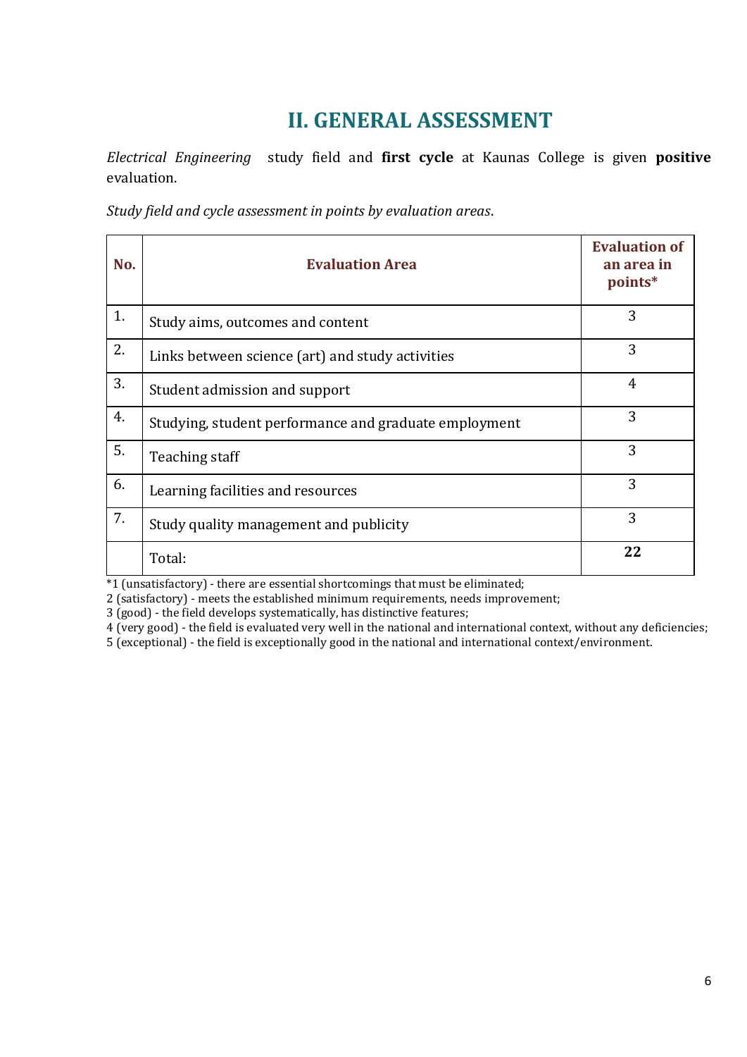## II. GENERAL ASSESSMENT

*Electrical Engineering* study field and **first cycle** at Kaunas College is given **positive** evaluation.

*Study field and cycle assessment in points by evaluation areas*.

| No. | Evaluation Area | Evaluation of an area in points* |
|---|---|---|
| 1. | Study aims, outcomes and content | 3 |
| 2. | Links between science (art) and study activities | 3 |
| 3. | Student admission and support | 4 |
| 4. | Studying, student performance and graduate employment | 3 |
| 5. | Teaching staff | 3 |
| 6. | Learning facilities and resources | 3 |
| 7. | Study quality management and publicity | 3 |
| | Total: | **22** |

*1 (unsatisfactory) - there are essential shortcomings that must be eliminated;
2 (satisfactory) - meets the established minimum requirements, needs improvement;
3 (good) - the field develops systematically, has distinctive features;
4 (very good) - the field is evaluated very well in the national and international context, without any deficiencies;
5 (exceptional) - the field is exceptionally good in the national and international context/environment.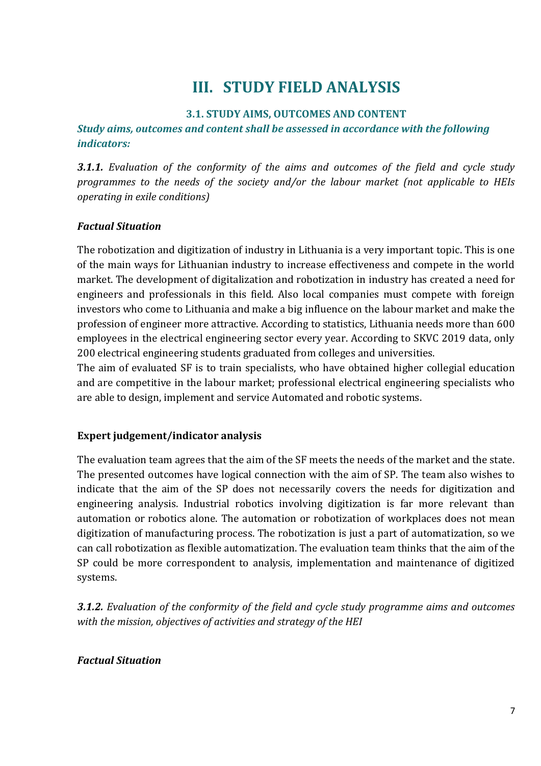# III. STUDY FIELD ANALYSIS

### 3.1. STUDY AIMS, OUTCOMES AND CONTENT

***Study aims, outcomes and content shall be assessed in accordance with the following indicators:***

***3.1.1.*** *Evaluation of the conformity of the aims and outcomes of the field and cycle study programmes to the needs of the society and/or the labour market (not applicable to HEIs operating in exile conditions)*

***Factual Situation***

The robotization and digitization of industry in Lithuania is a very important topic. This is one of the main ways for Lithuanian industry to increase effectiveness and compete in the world market. The development of digitalization and robotization in industry has created a need for engineers and professionals in this field. Also local companies must compete with foreign investors who come to Lithuania and make a big influence on the labour market and make the profession of engineer more attractive. According to statistics, Lithuania needs more than 600 employees in the electrical engineering sector every year. According to SKVC 2019 data, only 200 electrical engineering students graduated from colleges and universities.
The aim of evaluated SF is to train specialists, who have obtained higher collegial education and are competitive in the labour market; professional electrical engineering specialists who are able to design, implement and service Automated and robotic systems.

**Expert judgement/indicator analysis**

The evaluation team agrees that the aim of the SF meets the needs of the market and the state. The presented outcomes have logical connection with the aim of SP. The team also wishes to indicate that the aim of the SP does not necessarily covers the needs for digitization and engineering analysis. Industrial robotics involving digitization is far more relevant than automation or robotics alone. The automation or robotization of workplaces does not mean digitization of manufacturing process. The robotization is just a part of automatization, so we can call robotization as flexible automatization. The evaluation team thinks that the aim of the SP could be more correspondent to analysis, implementation and maintenance of digitized systems.

***3.1.2.*** *Evaluation of the conformity of the field and cycle study programme aims and outcomes with the mission, objectives of activities and strategy of the HEI*

***Factual Situation***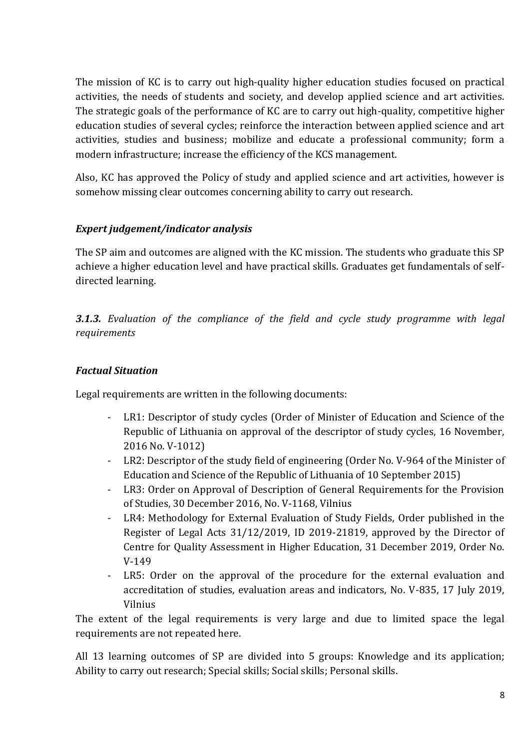The mission of KC is to carry out high-quality higher education studies focused on practical activities, the needs of students and society, and develop applied science and art activities. The strategic goals of the performance of KC are to carry out high-quality, competitive higher education studies of several cycles; reinforce the interaction between applied science and art activities, studies and business; mobilize and educate a professional community; form a modern infrastructure; increase the efficiency of the KCS management.

Also, KC has approved the Policy of study and applied science and art activities, however is somehow missing clear outcomes concerning ability to carry out research.

### *Expert judgement/indicator analysis*

The SP aim and outcomes are aligned with the KC mission. The students who graduate this SP achieve a higher education level and have practical skills. Graduates get fundamentals of self-directed learning.

### ***3.1.3.*** *Evaluation of the compliance of the field and cycle study programme with legal requirements*

### *Factual Situation*

Legal requirements are written in the following documents:

- LR1: Descriptor of study cycles (Order of Minister of Education and Science of the Republic of Lithuania on approval of the descriptor of study cycles, 16 November, 2016 No. V-1012)
- LR2: Descriptor of the study field of engineering (Order No. V-964 of the Minister of Education and Science of the Republic of Lithuania of 10 September 2015)
- LR3: Order on Approval of Description of General Requirements for the Provision of Studies, 30 December 2016, No. V-1168, Vilnius
- LR4: Methodology for External Evaluation of Study Fields, Order published in the Register of Legal Acts 31/12/2019, ID 2019-21819, approved by the Director of Centre for Quality Assessment in Higher Education, 31 December 2019, Order No. V-149
- LR5: Order on the approval of the procedure for the external evaluation and accreditation of studies, evaluation areas and indicators, No. V-835, 17 July 2019, Vilnius

The extent of the legal requirements is very large and due to limited space the legal requirements are not repeated here.

All 13 learning outcomes of SP are divided into 5 groups: Knowledge and its application; Ability to carry out research; Special skills; Social skills; Personal skills.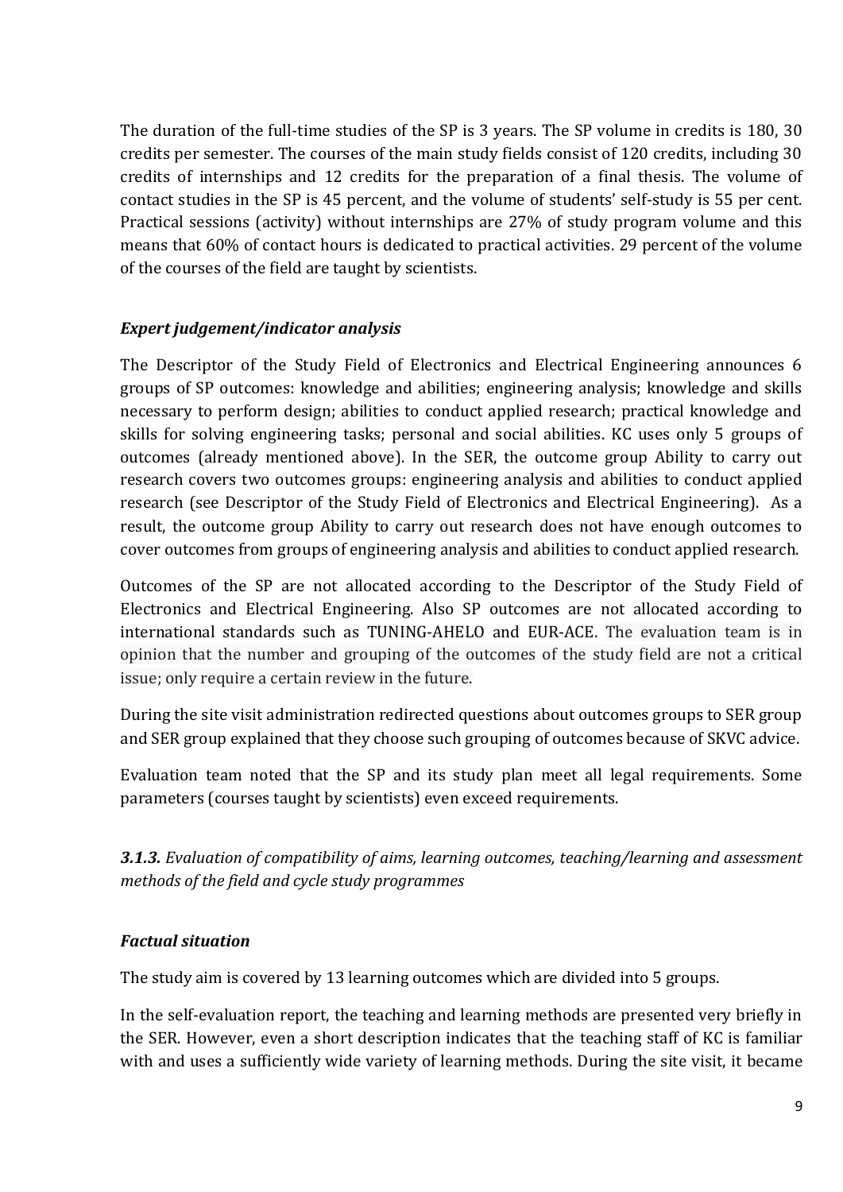The duration of the full-time studies of the SP is 3 years. The SP volume in credits is 180, 30 credits per semester. The courses of the main study fields consist of 120 credits, including 30 credits of internships and 12 credits for the preparation of a final thesis. The volume of contact studies in the SP is 45 percent, and the volume of students' self-study is 55 per cent. Practical sessions (activity) without internships are 27% of study program volume and this means that 60% of contact hours is dedicated to practical activities. 29 percent of the volume of the courses of the field are taught by scientists.

***Expert judgement/indicator analysis***

The Descriptor of the Study Field of Electronics and Electrical Engineering announces 6 groups of SP outcomes: knowledge and abilities; engineering analysis; knowledge and skills necessary to perform design; abilities to conduct applied research; practical knowledge and skills for solving engineering tasks; personal and social abilities. KC uses only 5 groups of outcomes (already mentioned above). In the SER, the outcome group Ability to carry out research covers two outcomes groups: engineering analysis and abilities to conduct applied research (see Descriptor of the Study Field of Electronics and Electrical Engineering). As a result, the outcome group Ability to carry out research does not have enough outcomes to cover outcomes from groups of engineering analysis and abilities to conduct applied research.

Outcomes of the SP are not allocated according to the Descriptor of the Study Field of Electronics and Electrical Engineering. Also SP outcomes are not allocated according to international standards such as TUNING-AHELO and EUR-ACE. The evaluation team is in opinion that the number and grouping of the outcomes of the study field are not a critical issue; only require a certain review in the future.

During the site visit administration redirected questions about outcomes groups to SER group and SER group explained that they choose such grouping of outcomes because of SKVC advice.

Evaluation team noted that the SP and its study plan meet all legal requirements. Some parameters (courses taught by scientists) even exceed requirements.

***3.1.3.*** *Evaluation of compatibility of aims, learning outcomes, teaching/learning and assessment methods of the field and cycle study programmes*

***Factual situation***

The study aim is covered by 13 learning outcomes which are divided into 5 groups.

In the self-evaluation report, the teaching and learning methods are presented very briefly in the SER. However, even a short description indicates that the teaching staff of KC is familiar with and uses a sufficiently wide variety of learning methods. During the site visit, it became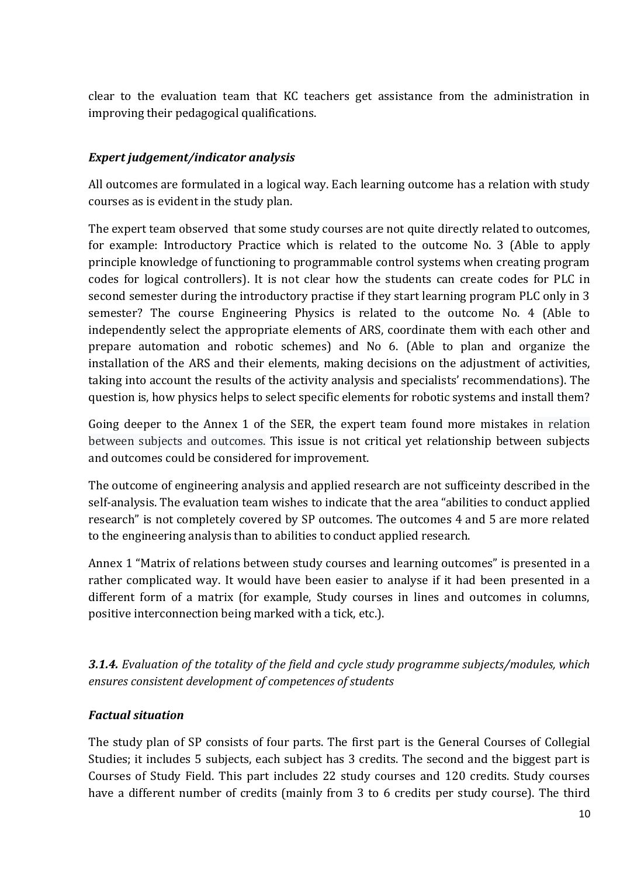clear to the evaluation team that KC teachers get assistance from the administration in improving their pedagogical qualifications.

***Expert judgement/indicator analysis***

All outcomes are formulated in a logical way. Each learning outcome has a relation with study courses as is evident in the study plan.

The expert team observed that some study courses are not quite directly related to outcomes, for example: Introductory Practice which is related to the outcome No. 3 (Able to apply principle knowledge of functioning to programmable control systems when creating program codes for logical controllers). It is not clear how the students can create codes for PLC in second semester during the introductory practise if they start learning program PLC only in 3 semester? The course Engineering Physics is related to the outcome No. 4 (Able to independently select the appropriate elements of ARS, coordinate them with each other and prepare automation and robotic schemes) and No 6. (Able to plan and organize the installation of the ARS and their elements, making decisions on the adjustment of activities, taking into account the results of the activity analysis and specialists' recommendations). The question is, how physics helps to select specific elements for robotic systems and install them?

Going deeper to the Annex 1 of the SER, the expert team found more mistakes in relation between subjects and outcomes. This issue is not critical yet relationship between subjects and outcomes could be considered for improvement.

The outcome of engineering analysis and applied research are not sufficeinty described in the self-analysis. The evaluation team wishes to indicate that the area "abilities to conduct applied research" is not completely covered by SP outcomes. The outcomes 4 and 5 are more related to the engineering analysis than to abilities to conduct applied research.

Annex 1 "Matrix of relations between study courses and learning outcomes" is presented in a rather complicated way. It would have been easier to analyse if it had been presented in a different form of a matrix (for example, Study courses in lines and outcomes in columns, positive interconnection being marked with a tick, etc.).

***3.1.4.*** *Evaluation of the totality of the field and cycle study programme subjects/modules, which ensures consistent development of competences of students*

***Factual situation***

The study plan of SP consists of four parts. The first part is the General Courses of Collegial Studies; it includes 5 subjects, each subject has 3 credits. The second and the biggest part is Courses of Study Field. This part includes 22 study courses and 120 credits. Study courses have a different number of credits (mainly from 3 to 6 credits per study course). The third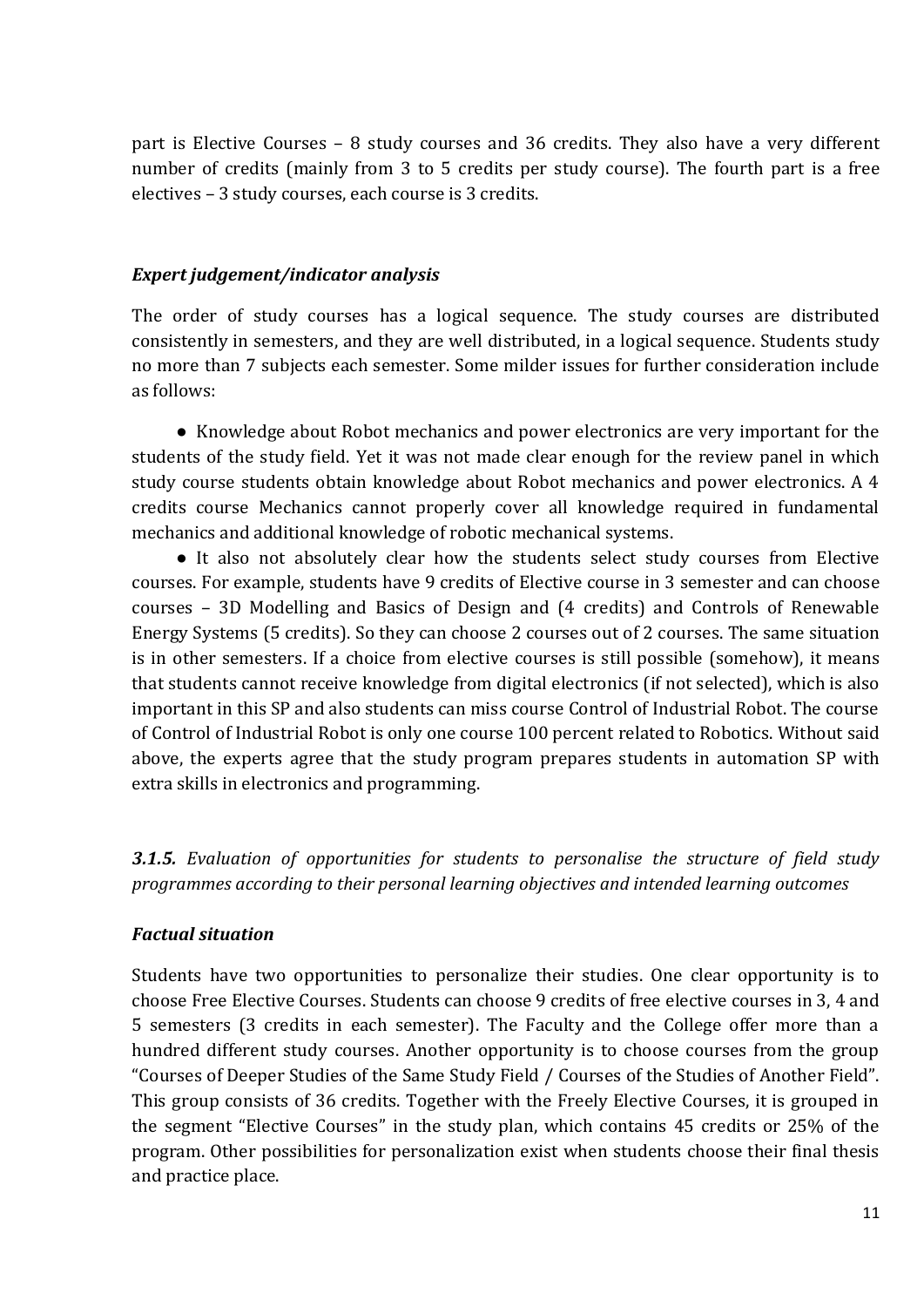part is Elective Courses – 8 study courses and 36 credits. They also have a very different number of credits (mainly from 3 to 5 credits per study course). The fourth part is a free electives – 3 study courses, each course is 3 credits.

### *Expert judgement/indicator analysis*

The order of study courses has a logical sequence. The study courses are distributed consistently in semesters, and they are well distributed, in a logical sequence. Students study no more than 7 subjects each semester. Some milder issues for further consideration include as follows:

- Knowledge about Robot mechanics and power electronics are very important for the students of the study field. Yet it was not made clear enough for the review panel in which study course students obtain knowledge about Robot mechanics and power electronics. A 4 credits course Mechanics cannot properly cover all knowledge required in fundamental mechanics and additional knowledge of robotic mechanical systems.
- It also not absolutely clear how the students select study courses from Elective courses. For example, students have 9 credits of Elective course in 3 semester and can choose courses – 3D Modelling and Basics of Design and (4 credits) and Controls of Renewable Energy Systems (5 credits). So they can choose 2 courses out of 2 courses. The same situation is in other semesters. If a choice from elective courses is still possible (somehow), it means that students cannot receive knowledge from digital electronics (if not selected), which is also important in this SP and also students can miss course Control of Industrial Robot. The course of Control of Industrial Robot is only one course 100 percent related to Robotics. Without said above, the experts agree that the study program prepares students in automation SP with extra skills in electronics and programming.

### ***3.1.5.*** *Evaluation of opportunities for students to personalise the structure of field study programmes according to their personal learning objectives and intended learning outcomes*

### *Factual situation*

Students have two opportunities to personalize their studies. One clear opportunity is to choose Free Elective Courses. Students can choose 9 credits of free elective courses in 3, 4 and 5 semesters (3 credits in each semester). The Faculty and the College offer more than a hundred different study courses. Another opportunity is to choose courses from the group "Courses of Deeper Studies of the Same Study Field / Courses of the Studies of Another Field". This group consists of 36 credits. Together with the Freely Elective Courses, it is grouped in the segment "Elective Courses" in the study plan, which contains 45 credits or 25% of the program. Other possibilities for personalization exist when students choose their final thesis and practice place.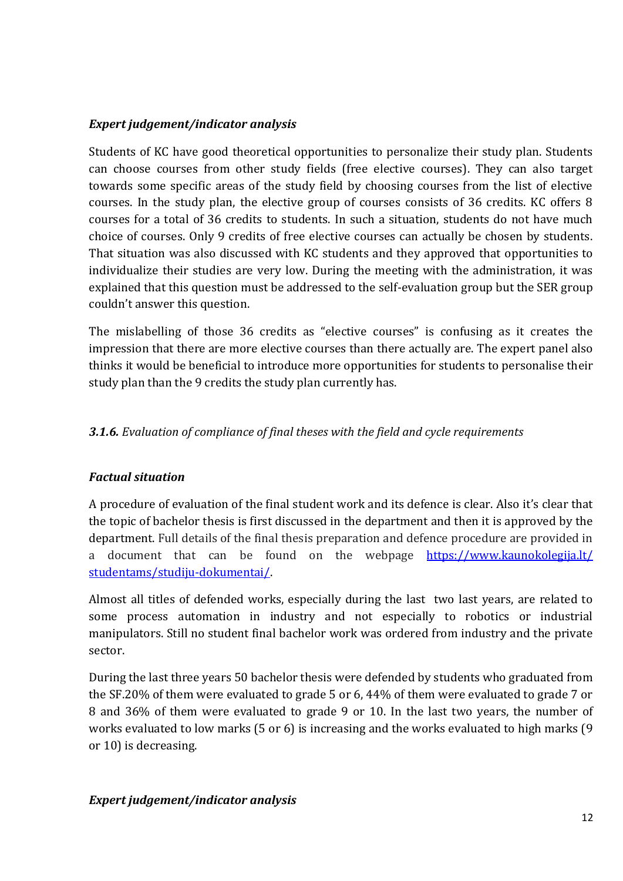### *Expert judgement/indicator analysis*

Students of KC have good theoretical opportunities to personalize their study plan. Students can choose courses from other study fields (free elective courses). They can also target towards some specific areas of the study field by choosing courses from the list of elective courses. In the study plan, the elective group of courses consists of 36 credits. KC offers 8 courses for a total of 36 credits to students. In such a situation, students do not have much choice of courses. Only 9 credits of free elective courses can actually be chosen by students. That situation was also discussed with KC students and they approved that opportunities to individualize their studies are very low. During the meeting with the administration, it was explained that this question must be addressed to the self-evaluation group but the SER group couldn't answer this question.

The mislabelling of those 36 credits as "elective courses" is confusing as it creates the impression that there are more elective courses than there actually are. The expert panel also thinks it would be beneficial to introduce more opportunities for students to personalise their study plan than the 9 credits the study plan currently has.

### ***3.1.6.*** *Evaluation of compliance of final theses with the field and cycle requirements*

### *Factual situation*

A procedure of evaluation of the final student work and its defence is clear. Also it's clear that the topic of bachelor thesis is first discussed in the department and then it is approved by the department. Full details of the final thesis preparation and defence procedure are provided in a document that can be found on the webpage [https://www.kaunokolegija.lt/studentams/studiju-dokumentai/](https://www.kaunokolegija.lt/studentams/studiju-dokumentai/).

Almost all titles of defended works, especially during the last two last years, are related to some process automation in industry and not especially to robotics or industrial manipulators. Still no student final bachelor work was ordered from industry and the private sector.

During the last three years 50 bachelor thesis were defended by students who graduated from the SF.20% of them were evaluated to grade 5 or 6, 44% of them were evaluated to grade 7 or 8 and 36% of them were evaluated to grade 9 or 10. In the last two years, the number of works evaluated to low marks (5 or 6) is increasing and the works evaluated to high marks (9 or 10) is decreasing.

### *Expert judgement/indicator analysis*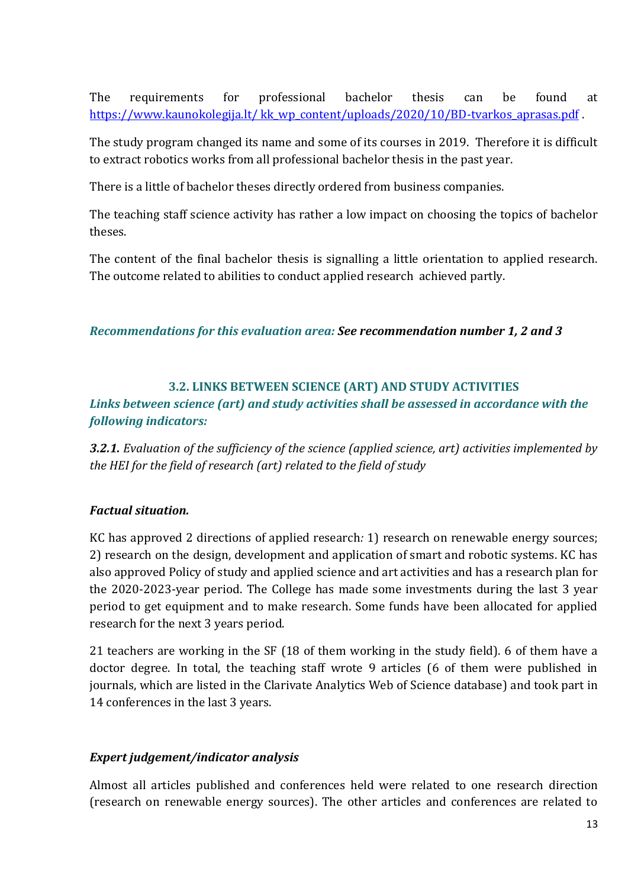The requirements for professional bachelor thesis can be found at [https://www.kaunokolegija.lt/ kk_wp_content/uploads/2020/10/BD-tvarkos_aprasas.pdf](https://www.kaunokolegija.lt/kk_wp_content/uploads/2020/10/BD-tvarkos_aprasas.pdf) .

The study program changed its name and some of its courses in 2019. Therefore it is difficult to extract robotics works from all professional bachelor thesis in the past year.

There is a little of bachelor theses directly ordered from business companies.

The teaching staff science activity has rather a low impact on choosing the topics of bachelor theses.

The content of the final bachelor thesis is signalling a little orientation to applied research. The outcome related to abilities to conduct applied research achieved partly.

*Recommendations for this evaluation area:* ***See recommendation number 1, 2 and 3***

### 3.2. LINKS BETWEEN SCIENCE (ART) AND STUDY ACTIVITIES

***Links between science (art) and study activities shall be assessed in accordance with the following indicators:***

***3.2.1.*** *Evaluation of the sufficiency of the science (applied science, art) activities implemented by the HEI for the field of research (art) related to the field of study*

***Factual situation.***

KC has approved 2 directions of applied research*:* 1) research on renewable energy sources; 2) research on the design, development and application of smart and robotic systems. KC has also approved Policy of study and applied science and art activities and has a research plan for the 2020-2023-year period. The College has made some investments during the last 3 year period to get equipment and to make research. Some funds have been allocated for applied research for the next 3 years period.

21 teachers are working in the SF (18 of them working in the study field). 6 of them have a doctor degree. In total, the teaching staff wrote 9 articles (6 of them were published in journals, which are listed in the Clarivate Analytics Web of Science database) and took part in 14 conferences in the last 3 years.

***Expert judgement/indicator analysis***

Almost all articles published and conferences held were related to one research direction (research on renewable energy sources). The other articles and conferences are related to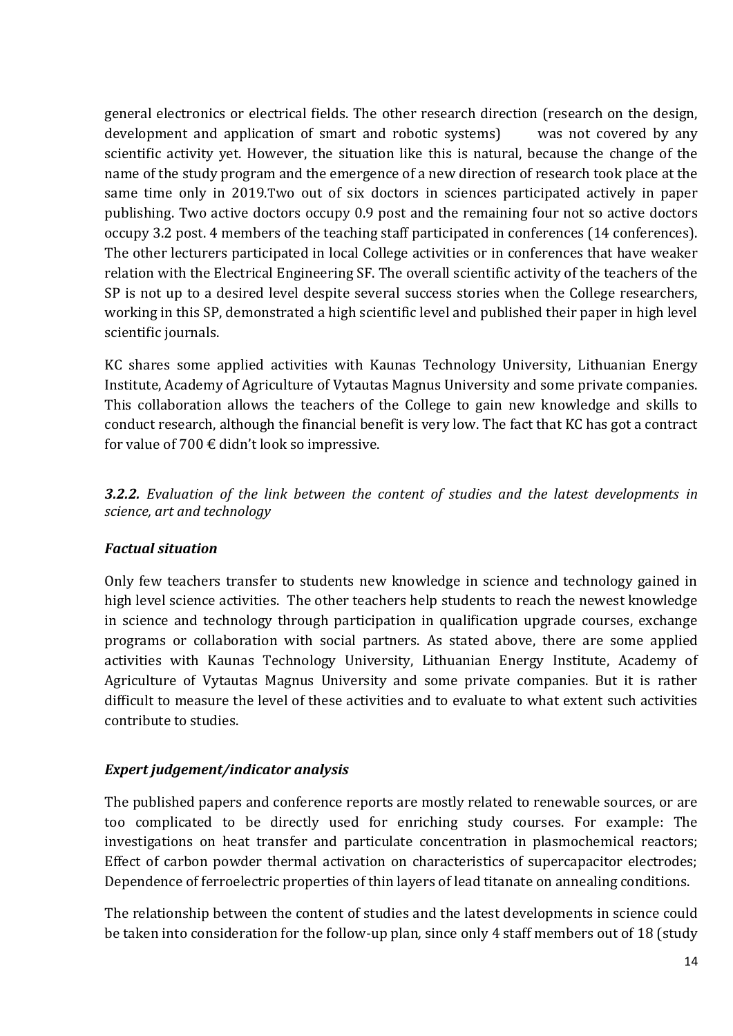general electronics or electrical fields. The other research direction (research on the design, development and application of smart and robotic systems) was not covered by any scientific activity yet. However, the situation like this is natural, because the change of the name of the study program and the emergence of a new direction of research took place at the same time only in 2019.Two out of six doctors in sciences participated actively in paper publishing. Two active doctors occupy 0.9 post and the remaining four not so active doctors occupy 3.2 post. 4 members of the teaching staff participated in conferences (14 conferences). The other lecturers participated in local College activities or in conferences that have weaker relation with the Electrical Engineering SF. The overall scientific activity of the teachers of the SP is not up to a desired level despite several success stories when the College researchers, working in this SP, demonstrated a high scientific level and published their paper in high level scientific journals.

KC shares some applied activities with Kaunas Technology University, Lithuanian Energy Institute, Academy of Agriculture of Vytautas Magnus University and some private companies. This collaboration allows the teachers of the College to gain new knowledge and skills to conduct research, although the financial benefit is very low. The fact that KC has got a contract for value of 700 € didn't look so impressive.

***3.2.2.*** *Evaluation of the link between the content of studies and the latest developments in science, art and technology*

***Factual situation***

Only few teachers transfer to students new knowledge in science and technology gained in high level science activities. The other teachers help students to reach the newest knowledge in science and technology through participation in qualification upgrade courses, exchange programs or collaboration with social partners. As stated above, there are some applied activities with Kaunas Technology University, Lithuanian Energy Institute, Academy of Agriculture of Vytautas Magnus University and some private companies. But it is rather difficult to measure the level of these activities and to evaluate to what extent such activities contribute to studies.

***Expert judgement/indicator analysis***

The published papers and conference reports are mostly related to renewable sources, or are too complicated to be directly used for enriching study courses. For example: The investigations on heat transfer and particulate concentration in plasmochemical reactors; Effect of carbon powder thermal activation on characteristics of supercapacitor electrodes; Dependence of ferroelectric properties of thin layers of lead titanate on annealing conditions.

The relationship between the content of studies and the latest developments in science could be taken into consideration for the follow-up plan*,* since only 4 staff members out of 18 (study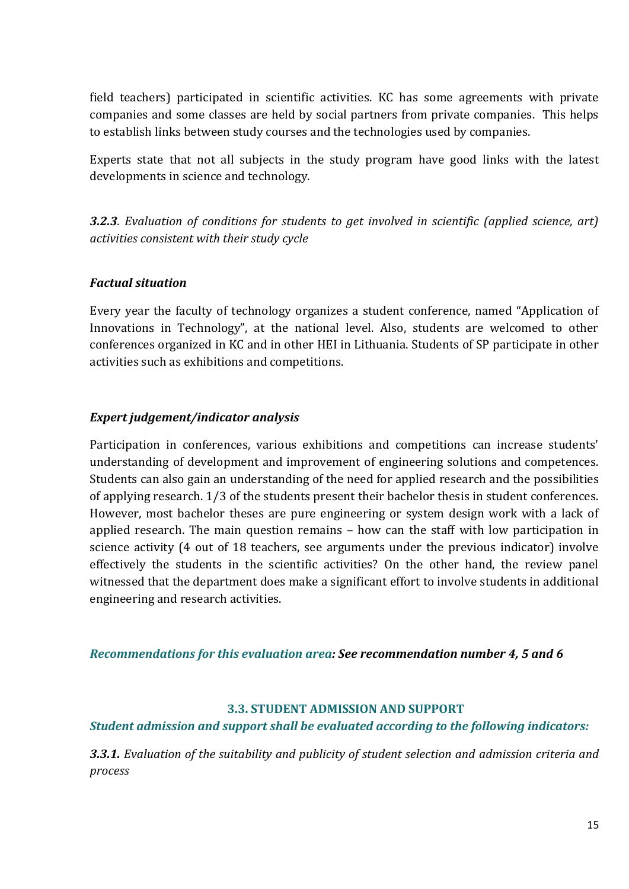field teachers) participated in scientific activities. KC has some agreements with private companies and some classes are held by social partners from private companies. This helps to establish links between study courses and the technologies used by companies.

Experts state that not all subjects in the study program have good links with the latest developments in science and technology.

***3.2.3**. Evaluation of conditions for students to get involved in scientific (applied science, art) activities consistent with their study cycle*

***Factual situation***

Every year the faculty of technology organizes a student conference, named "Application of Innovations in Technology", at the national level. Also, students are welcomed to other conferences organized in KC and in other HEI in Lithuania. Students of SP participate in other activities such as exhibitions and competitions.

***Expert judgement/indicator analysis***

Participation in conferences, various exhibitions and competitions can increase students' understanding of development and improvement of engineering solutions and competences. Students can also gain an understanding of the need for applied research and the possibilities of applying research. 1/3 of the students present their bachelor thesis in student conferences. However, most bachelor theses are pure engineering or system design work with a lack of applied research. The main question remains – how can the staff with low participation in science activity (4 out of 18 teachers, see arguments under the previous indicator) involve effectively the students in the scientific activities? On the other hand, the review panel witnessed that the department does make a significant effort to involve students in additional engineering and research activities.

***Recommendations for this evaluation area: See recommendation number 4, 5 and 6***

## 3.3. STUDENT ADMISSION AND SUPPORT

***Student admission and support shall be evaluated according to the following indicators:***

***3.3.1.** Evaluation of the suitability and publicity of student selection and admission criteria and process*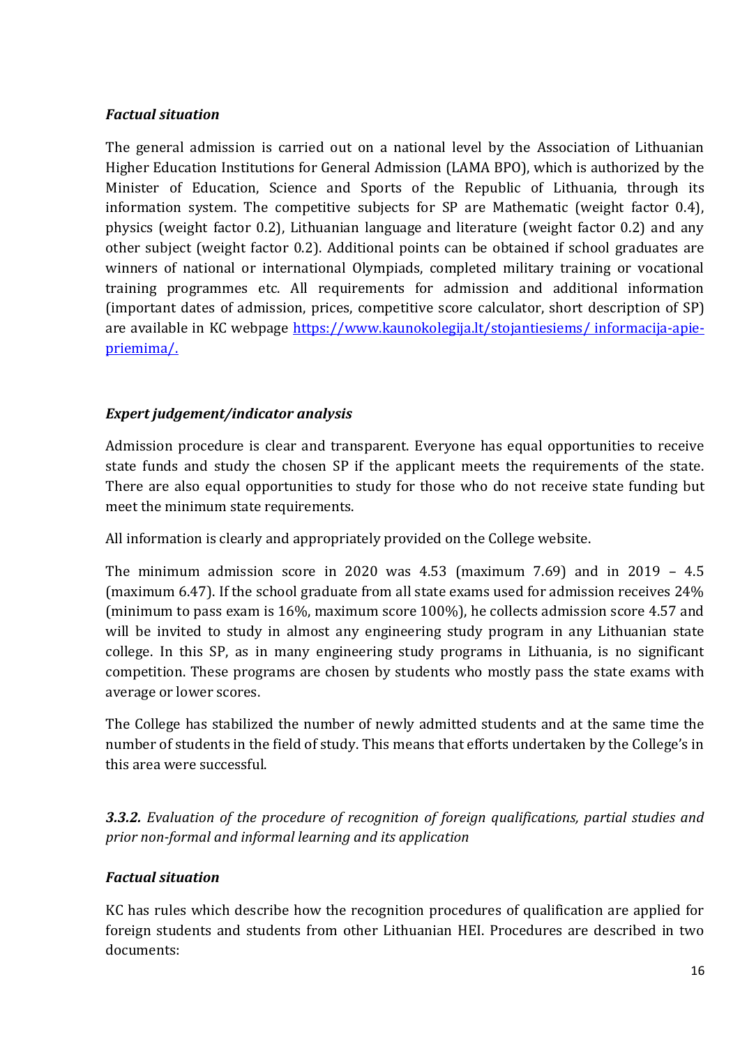***Factual situation***

The general admission is carried out on a national level by the Association of Lithuanian Higher Education Institutions for General Admission (LAMA BPO), which is authorized by the Minister of Education, Science and Sports of the Republic of Lithuania, through its information system. The competitive subjects for SP are Mathematic (weight factor 0.4), physics (weight factor 0.2), Lithuanian language and literature (weight factor 0.2) and any other subject (weight factor 0.2). Additional points can be obtained if school graduates are winners of national or international Olympiads, completed military training or vocational training programmes etc. All requirements for admission and additional information (important dates of admission, prices, competitive score calculator, short description of SP) are available in KC webpage [https://www.kaunokolegija.lt/stojantiesiems/ informacija-apie-priemima/.](https://www.kaunokolegija.lt/stojantiesiems/informacija-apie-priemima/)

***Expert judgement/indicator analysis***

Admission procedure is clear and transparent. Everyone has equal opportunities to receive state funds and study the chosen SP if the applicant meets the requirements of the state. There are also equal opportunities to study for those who do not receive state funding but meet the minimum state requirements.

All information is clearly and appropriately provided on the College website.

The minimum admission score in 2020 was 4.53 (maximum 7.69) and in 2019 – 4.5 (maximum 6.47). If the school graduate from all state exams used for admission receives 24% (minimum to pass exam is 16%, maximum score 100%), he collects admission score 4.57 and will be invited to study in almost any engineering study program in any Lithuanian state college. In this SP, as in many engineering study programs in Lithuania, is no significant competition. These programs are chosen by students who mostly pass the state exams with average or lower scores.

The College has stabilized the number of newly admitted students and at the same time the number of students in the field of study. This means that efforts undertaken by the College's in this area were successful.

***3.3.2.*** *Evaluation of the procedure of recognition of foreign qualifications, partial studies and prior non-formal and informal learning and its application*

***Factual situation***

KC has rules which describe how the recognition procedures of qualification are applied for foreign students and students from other Lithuanian HEI. Procedures are described in two documents: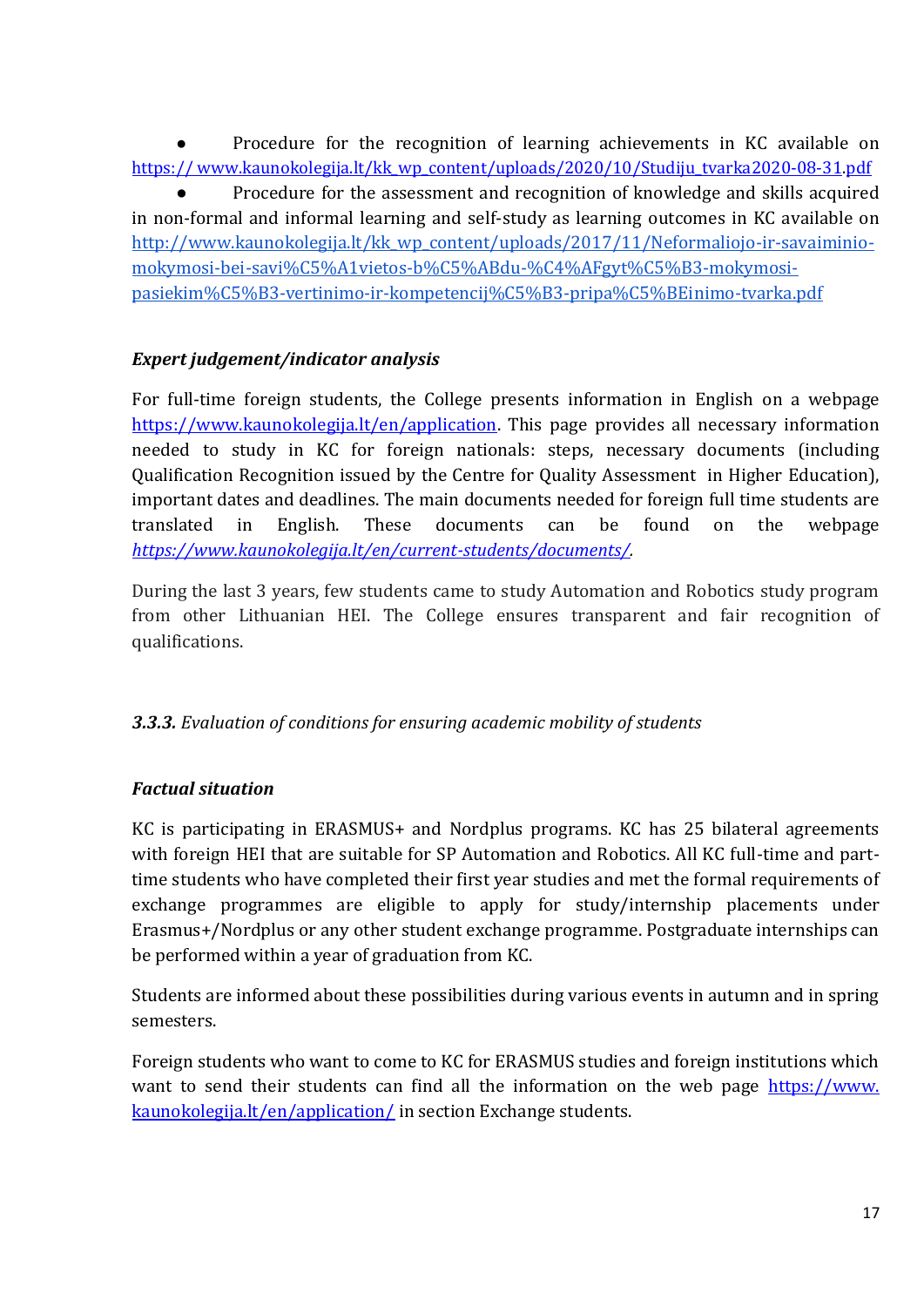- Procedure for the recognition of learning achievements in KC available on https:// www.kaunokolegija.lt/kk_wp_content/uploads/2020/10/Studiju_tvarka2020-08-31.pdf
- Procedure for the assessment and recognition of knowledge and skills acquired in non-formal and informal learning and self-study as learning outcomes in KC available on http://www.kaunokolegija.lt/kk_wp_content/uploads/2017/11/Neformaliojo-ir-savaiminio-mokymosi-bei-savi%C5%A1vietos-b%C5%ABdu-%C4%AFgyt%C5%B3-mokymosi-pasiekim%C5%B3-vertinimo-ir-kompetencij%C5%B3-pripa%C5%BEinimo-tvarka.pdf

***Expert judgement/indicator analysis***

For full-time foreign students, the College presents information in English on a webpage https://www.kaunokolegija.lt/en/application. This page provides all necessary information needed to study in KC for foreign nationals: steps, necessary documents (including Qualification Recognition issued by the Centre for Quality Assessment in Higher Education), important dates and deadlines. The main documents needed for foreign full time students are translated in English. These documents can be found on the webpage *https://www.kaunokolegija.lt/en/current-students/documents/*.

During the last 3 years, few students came to study Automation and Robotics study program from other Lithuanian HEI. The College ensures transparent and fair recognition of qualifications.

***3.3.3.*** *Evaluation of conditions for ensuring academic mobility of students*

***Factual situation***

KC is participating in ERASMUS+ and Nordplus programs. KC has 25 bilateral agreements with foreign HEI that are suitable for SP Automation and Robotics. All KC full-time and part-time students who have completed their first year studies and met the formal requirements of exchange programmes are eligible to apply for study/internship placements under Erasmus+/Nordplus or any other student exchange programme. Postgraduate internships can be performed within a year of graduation from KC.

Students are informed about these possibilities during various events in autumn and in spring semesters.

Foreign students who want to come to KC for ERASMUS studies and foreign institutions which want to send their students can find all the information on the web page https://www.kaunokolegija.lt/en/application/ in section Exchange students.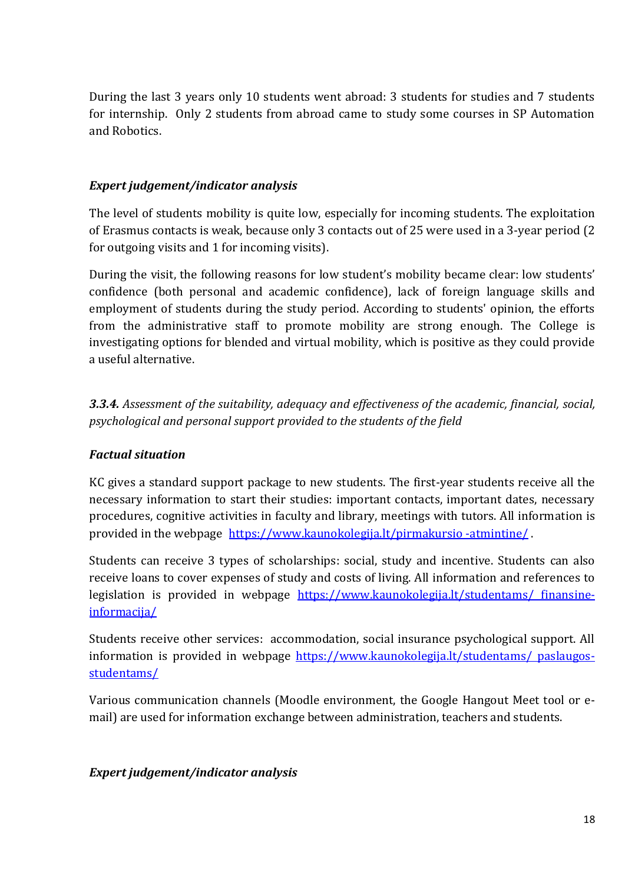During the last 3 years only 10 students went abroad: 3 students for studies and 7 students for internship. Only 2 students from abroad came to study some courses in SP Automation and Robotics.

***Expert judgement/indicator analysis***

The level of students mobility is quite low, especially for incoming students. The exploitation of Erasmus contacts is weak, because only 3 contacts out of 25 were used in a 3-year period (2 for outgoing visits and 1 for incoming visits).

During the visit, the following reasons for low student's mobility became clear: low students' confidence (both personal and academic confidence), lack of foreign language skills and employment of students during the study period. According to students' opinion, the efforts from the administrative staff to promote mobility are strong enough. The College is investigating options for blended and virtual mobility, which is positive as they could provide a useful alternative.

***3.3.4.*** *Assessment of the suitability, adequacy and effectiveness of the academic, financial, social, psychological and personal support provided to the students of the field*

***Factual situation***

KC gives a standard support package to new students. The first-year students receive all the necessary information to start their studies: important contacts, important dates, necessary procedures, cognitive activities in faculty and library, meetings with tutors. All information is provided in the webpage https://www.kaunokolegija.lt/pirmakursio -atmintine/ .

Students can receive 3 types of scholarships: social, study and incentive. Students can also receive loans to cover expenses of study and costs of living. All information and references to legislation is provided in webpage https://www.kaunokolegija.lt/studentams/ finansine-informacija/

Students receive other services: accommodation, social insurance psychological support. All information is provided in webpage https://www.kaunokolegija.lt/studentams/ paslaugos-studentams/

Various communication channels (Moodle environment, the Google Hangout Meet tool or e-mail) are used for information exchange between administration, teachers and students.

***Expert judgement/indicator analysis***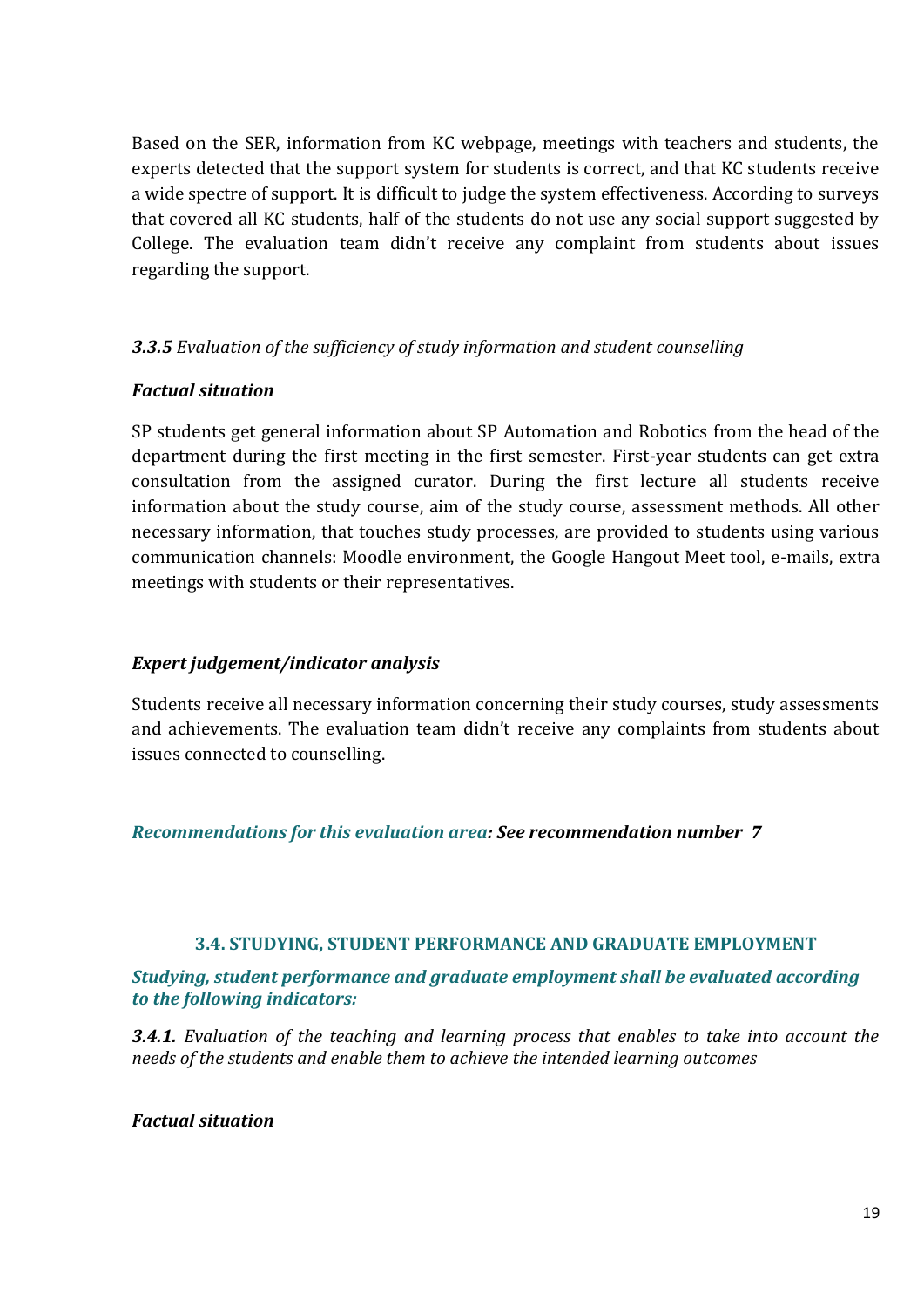Based on the SER, information from KC webpage, meetings with teachers and students, the experts detected that the support system for students is correct, and that KC students receive a wide spectre of support. It is difficult to judge the system effectiveness. According to surveys that covered all KC students, half of the students do not use any social support suggested by College. The evaluation team didn't receive any complaint from students about issues regarding the support.

***3.3.5*** *Evaluation of the sufficiency of study information and student counselling*

***Factual situation***

SP students get general information about SP Automation and Robotics from the head of the department during the first meeting in the first semester. First-year students can get extra consultation from the assigned curator. During the first lecture all students receive information about the study course, aim of the study course, assessment methods. All other necessary information, that touches study processes, are provided to students using various communication channels: Moodle environment, the Google Hangout Meet tool, e-mails, extra meetings with students or their representatives.

***Expert judgement/indicator analysis***

Students receive all necessary information concerning their study courses, study assessments and achievements. The evaluation team didn't receive any complaints from students about issues connected to counselling.

***Recommendations for this evaluation area: See recommendation number 7***

### 3.4. STUDYING, STUDENT PERFORMANCE AND GRADUATE EMPLOYMENT

***Studying, student performance and graduate employment shall be evaluated according to the following indicators:***

***3.4.1.*** *Evaluation of the teaching and learning process that enables to take into account the needs of the students and enable them to achieve the intended learning outcomes*

***Factual situation***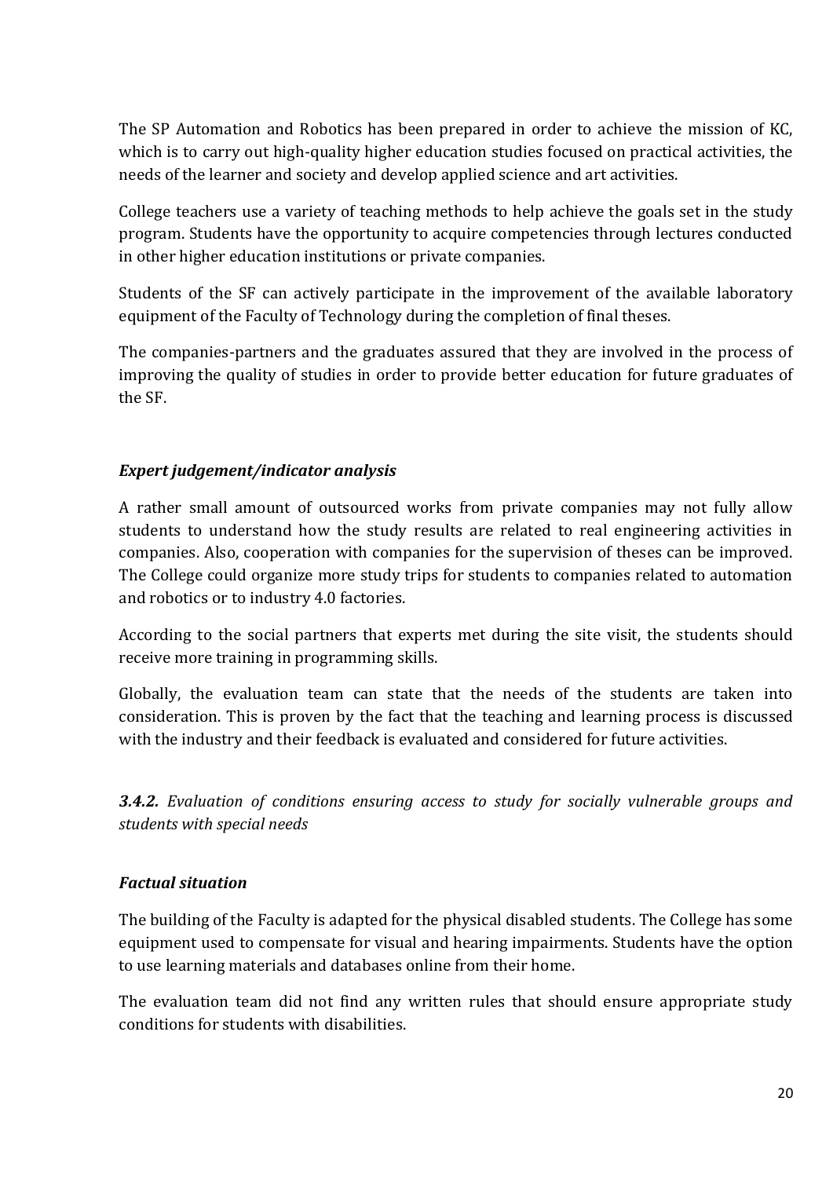The SP Automation and Robotics has been prepared in order to achieve the mission of KC, which is to carry out high-quality higher education studies focused on practical activities, the needs of the learner and society and develop applied science and art activities.

College teachers use a variety of teaching methods to help achieve the goals set in the study program. Students have the opportunity to acquire competencies through lectures conducted in other higher education institutions or private companies.

Students of the SF can actively participate in the improvement of the available laboratory equipment of the Faculty of Technology during the completion of final theses.

The companies-partners and the graduates assured that they are involved in the process of improving the quality of studies in order to provide better education for future graduates of the SF.

***Expert judgement/indicator analysis***

A rather small amount of outsourced works from private companies may not fully allow students to understand how the study results are related to real engineering activities in companies. Also, cooperation with companies for the supervision of theses can be improved. The College could organize more study trips for students to companies related to automation and robotics or to industry 4.0 factories.

According to the social partners that experts met during the site visit, the students should receive more training in programming skills.

Globally, the evaluation team can state that the needs of the students are taken into consideration. This is proven by the fact that the teaching and learning process is discussed with the industry and their feedback is evaluated and considered for future activities.

***3.4.2.*** *Evaluation of conditions ensuring access to study for socially vulnerable groups and students with special needs*

***Factual situation***

The building of the Faculty is adapted for the physical disabled students. The College has some equipment used to compensate for visual and hearing impairments. Students have the option to use learning materials and databases online from their home.

The evaluation team did not find any written rules that should ensure appropriate study conditions for students with disabilities.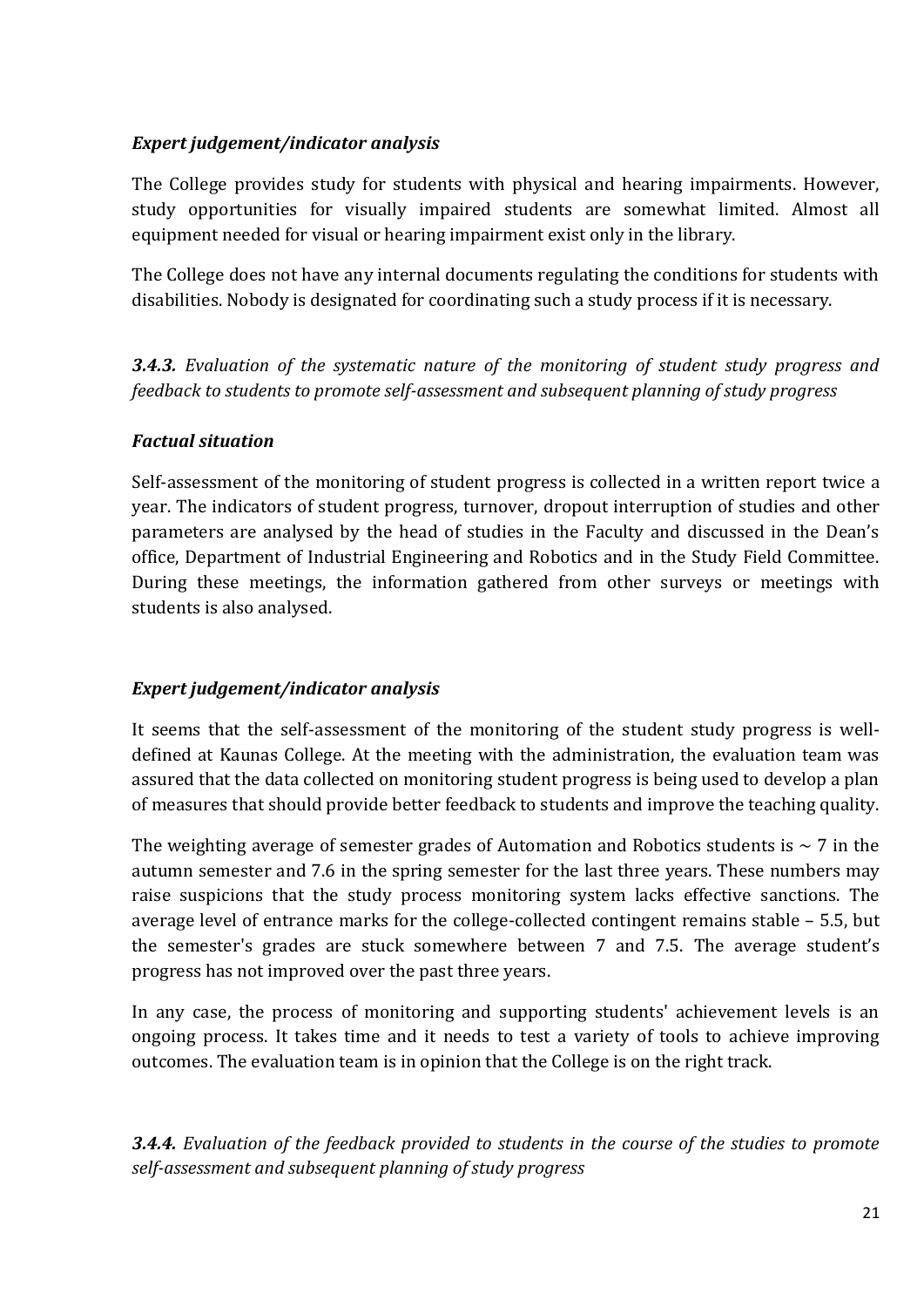***Expert judgement/indicator analysis***

The College provides study for students with physical and hearing impairments. However, study opportunities for visually impaired students are somewhat limited. Almost all equipment needed for visual or hearing impairment exist only in the library.

The College does not have any internal documents regulating the conditions for students with disabilities. Nobody is designated for coordinating such a study process if it is necessary.

***3.4.3.*** *Evaluation of the systematic nature of the monitoring of student study progress and feedback to students to promote self-assessment and subsequent planning of study progress*

***Factual situation***

Self-assessment of the monitoring of student progress is collected in a written report twice a year. The indicators of student progress, turnover, dropout interruption of studies and other parameters are analysed by the head of studies in the Faculty and discussed in the Dean's office, Department of Industrial Engineering and Robotics and in the Study Field Committee. During these meetings, the information gathered from other surveys or meetings with students is also analysed.

***Expert judgement/indicator analysis***

It seems that the self-assessment of the monitoring of the student study progress is well-defined at Kaunas College. At the meeting with the administration, the evaluation team was assured that the data collected on monitoring student progress is being used to develop a plan of measures that should provide better feedback to students and improve the teaching quality.

The weighting average of semester grades of Automation and Robotics students is $\sim 7$ in the autumn semester and 7.6 in the spring semester for the last three years. These numbers may raise suspicions that the study process monitoring system lacks effective sanctions. The average level of entrance marks for the college-collected contingent remains stable – 5.5, but the semester's grades are stuck somewhere between 7 and 7.5. The average student's progress has not improved over the past three years.

In any case, the process of monitoring and supporting students' achievement levels is an ongoing process. It takes time and it needs to test a variety of tools to achieve improving outcomes. The evaluation team is in opinion that the College is on the right track.

***3.4.4.*** *Evaluation of the feedback provided to students in the course of the studies to promote self-assessment and subsequent planning of study progress*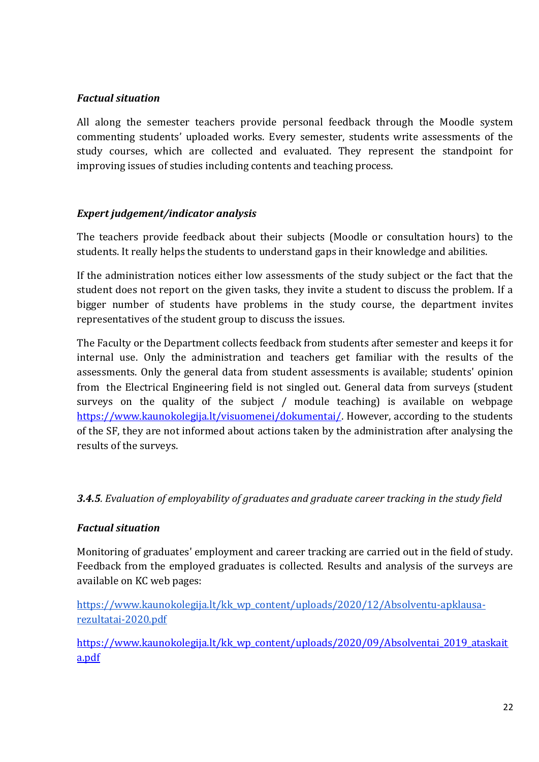***Factual situation***

All along the semester teachers provide personal feedback through the Moodle system commenting students' uploaded works. Every semester, students write assessments of the study courses, which are collected and evaluated. They represent the standpoint for improving issues of studies including contents and teaching process.

***Expert judgement/indicator analysis***

The teachers provide feedback about their subjects (Moodle or consultation hours) to the students. It really helps the students to understand gaps in their knowledge and abilities.

If the administration notices either low assessments of the study subject or the fact that the student does not report on the given tasks, they invite a student to discuss the problem. If a bigger number of students have problems in the study course, the department invites representatives of the student group to discuss the issues.

The Faculty or the Department collects feedback from students after semester and keeps it for internal use. Only the administration and teachers get familiar with the results of the assessments. Only the general data from student assessments is available; students' opinion from the Electrical Engineering field is not singled out. General data from surveys (student surveys on the quality of the subject / module teaching) is available on webpage [https://www.kaunokolegija.lt/visuomenei/dokumentai/](https://www.kaunokolegija.lt/visuomenei/dokumentai/). However, according to the students of the SF, they are not informed about actions taken by the administration after analysing the results of the surveys.

***3.4.5****. Evaluation of employability of graduates and graduate career tracking in the study field*

***Factual situation***

Monitoring of graduates' employment and career tracking are carried out in the field of study. Feedback from the employed graduates is collected. Results and analysis of the surveys are available on KC web pages:

[https://www.kaunokolegija.lt/kk_wp_content/uploads/2020/12/Absolventu-apklausa-rezultatai-2020.pdf](https://www.kaunokolegija.lt/kk_wp_content/uploads/2020/12/Absolventu-apklausa-rezultatai-2020.pdf)

[https://www.kaunokolegija.lt/kk_wp_content/uploads/2020/09/Absolventai_2019_ataskaita.pdf](https://www.kaunokolegija.lt/kk_wp_content/uploads/2020/09/Absolventai_2019_ataskaita.pdf)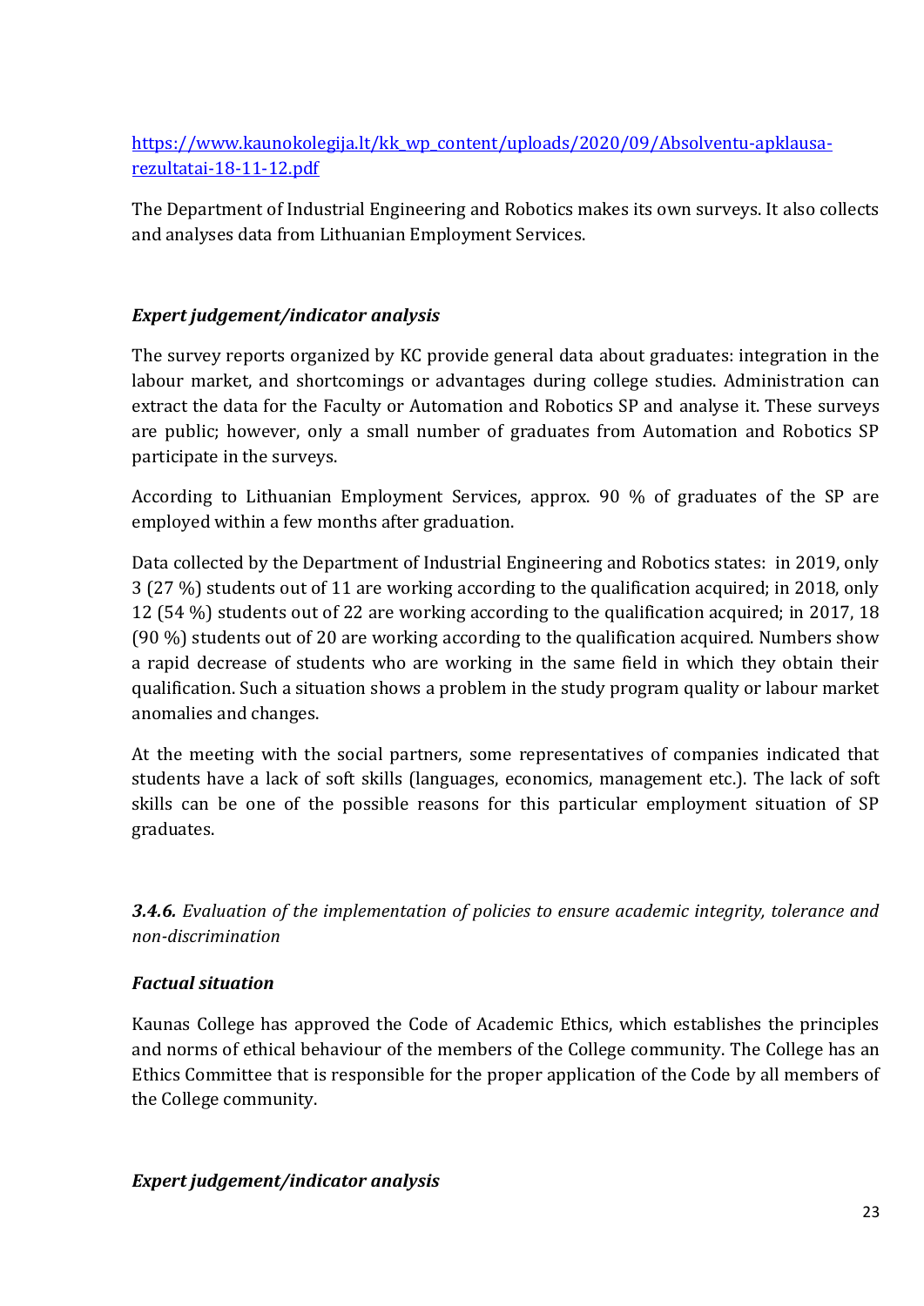[https://www.kaunokolegija.lt/kk_wp_content/uploads/2020/09/Absolventu-apklausa-rezultatai-18-11-12.pdf](https://www.kaunokolegija.lt/kk_wp_content/uploads/2020/09/Absolventu-apklausa-rezultatai-18-11-12.pdf)

The Department of Industrial Engineering and Robotics makes its own surveys. It also collects and analyses data from Lithuanian Employment Services.

***Expert judgement/indicator analysis***

The survey reports organized by KC provide general data about graduates: integration in the labour market, and shortcomings or advantages during college studies. Administration can extract the data for the Faculty or Automation and Robotics SP and analyse it. These surveys are public; however, only a small number of graduates from Automation and Robotics SP participate in the surveys.

According to Lithuanian Employment Services, approx. 90 % of graduates of the SP are employed within a few months after graduation.

Data collected by the Department of Industrial Engineering and Robotics states: in 2019, only 3 (27 %) students out of 11 are working according to the qualification acquired; in 2018, only 12 (54 %) students out of 22 are working according to the qualification acquired; in 2017, 18 (90 %) students out of 20 are working according to the qualification acquired. Numbers show a rapid decrease of students who are working in the same field in which they obtain their qualification. Such a situation shows a problem in the study program quality or labour market anomalies and changes.

At the meeting with the social partners, some representatives of companies indicated that students have a lack of soft skills (languages, economics, management etc.). The lack of soft skills can be one of the possible reasons for this particular employment situation of SP graduates.

***3.4.6.*** *Evaluation of the implementation of policies to ensure academic integrity, tolerance and non-discrimination*

***Factual situation***

Kaunas College has approved the Code of Academic Ethics, which establishes the principles and norms of ethical behaviour of the members of the College community. The College has an Ethics Committee that is responsible for the proper application of the Code by all members of the College community.

***Expert judgement/indicator analysis***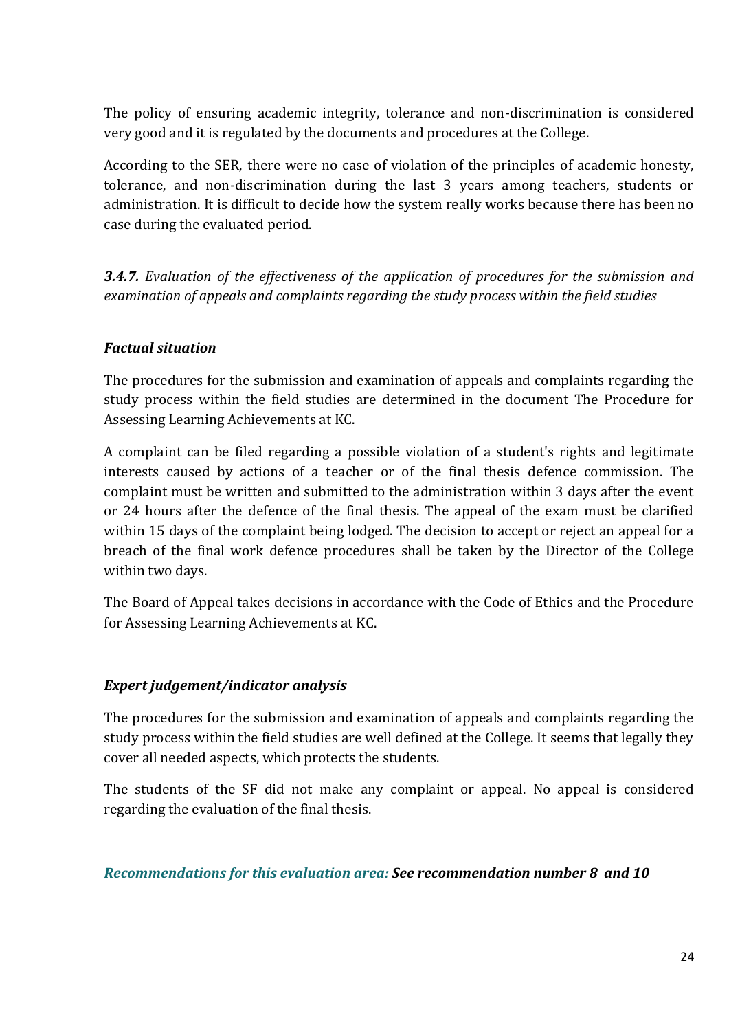The policy of ensuring academic integrity, tolerance and non-discrimination is considered very good and it is regulated by the documents and procedures at the College.

According to the SER, there were no case of violation of the principles of academic honesty, tolerance, and non-discrimination during the last 3 years among teachers, students or administration. It is difficult to decide how the system really works because there has been no case during the evaluated period.

***3.4.7.*** *Evaluation of the effectiveness of the application of procedures for the submission and examination of appeals and complaints regarding the study process within the field studies*

***Factual situation***

The procedures for the submission and examination of appeals and complaints regarding the study process within the field studies are determined in the document The Procedure for Assessing Learning Achievements at KC.

A complaint can be filed regarding a possible violation of a student's rights and legitimate interests caused by actions of a teacher or of the final thesis defence commission. The complaint must be written and submitted to the administration within 3 days after the event or 24 hours after the defence of the final thesis. The appeal of the exam must be clarified within 15 days of the complaint being lodged. The decision to accept or reject an appeal for a breach of the final work defence procedures shall be taken by the Director of the College within two days.

The Board of Appeal takes decisions in accordance with the Code of Ethics and the Procedure for Assessing Learning Achievements at KC.

***Expert judgement/indicator analysis***

The procedures for the submission and examination of appeals and complaints regarding the study process within the field studies are well defined at the College. It seems that legally they cover all needed aspects, which protects the students.

The students of the SF did not make any complaint or appeal. No appeal is considered regarding the evaluation of the final thesis.

*Recommendations for this evaluation area:* ***See recommendation number 8 and 10***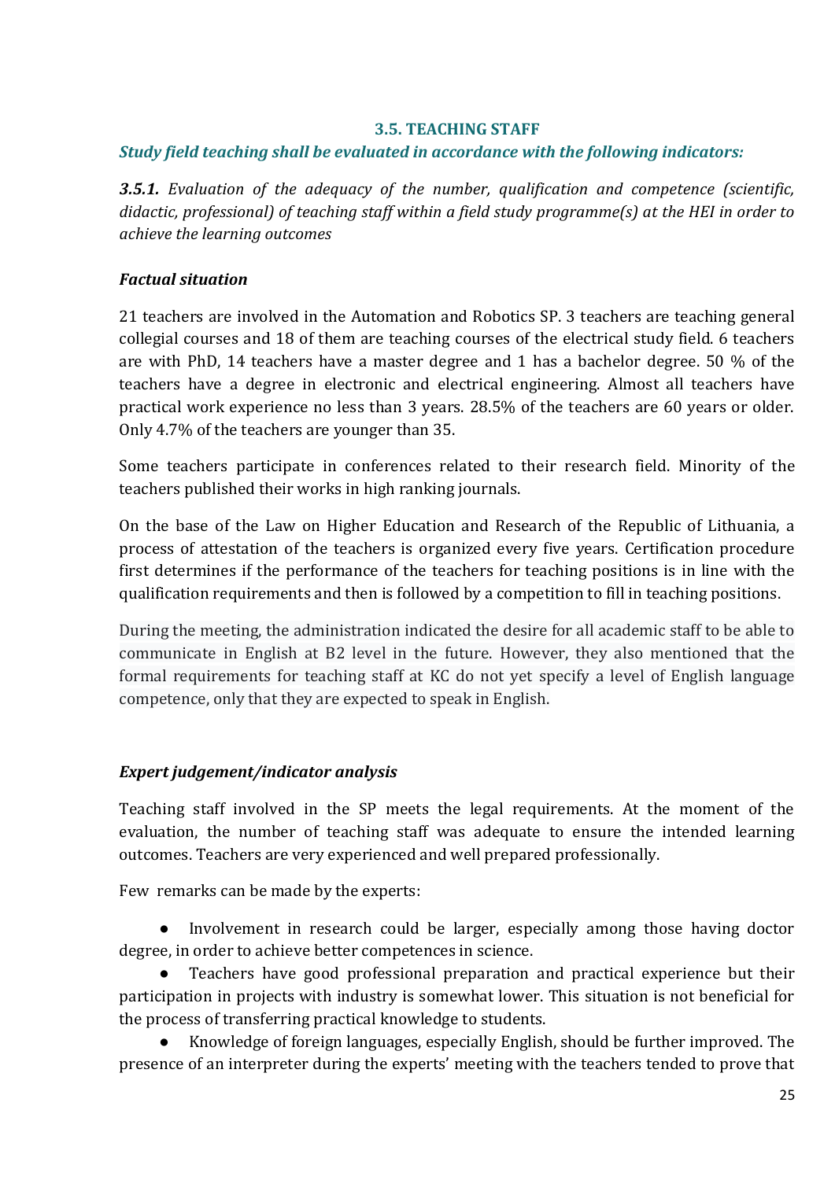### 3.5. TEACHING STAFF

***Study field teaching shall be evaluated in accordance with the following indicators:***

***3.5.1.*** *Evaluation of the adequacy of the number, qualification and competence (scientific, didactic, professional) of teaching staff within a field study programme(s) at the HEI in order to achieve the learning outcomes*

***Factual situation***

21 teachers are involved in the Automation and Robotics SP. 3 teachers are teaching general collegial courses and 18 of them are teaching courses of the electrical study field. 6 teachers are with PhD, 14 teachers have a master degree and 1 has a bachelor degree. 50 % of the teachers have a degree in electronic and electrical engineering. Almost all teachers have practical work experience no less than 3 years. 28.5% of the teachers are 60 years or older. Only 4.7% of the teachers are younger than 35.

Some teachers participate in conferences related to their research field. Minority of the teachers published their works in high ranking journals.

On the base of the Law on Higher Education and Research of the Republic of Lithuania, a process of attestation of the teachers is organized every five years. Certification procedure first determines if the performance of the teachers for teaching positions is in line with the qualification requirements and then is followed by a competition to fill in teaching positions.

During the meeting, the administration indicated the desire for all academic staff to be able to communicate in English at B2 level in the future. However, they also mentioned that the formal requirements for teaching staff at KC do not yet specify a level of English language competence, only that they are expected to speak in English.

***Expert judgement/indicator analysis***

Teaching staff involved in the SP meets the legal requirements. At the moment of the evaluation, the number of teaching staff was adequate to ensure the intended learning outcomes. Teachers are very experienced and well prepared professionally.

Few remarks can be made by the experts:

- Involvement in research could be larger, especially among those having doctor degree, in order to achieve better competences in science.
- Teachers have good professional preparation and practical experience but their participation in projects with industry is somewhat lower. This situation is not beneficial for the process of transferring practical knowledge to students.
- Knowledge of foreign languages, especially English, should be further improved. The presence of an interpreter during the experts' meeting with the teachers tended to prove that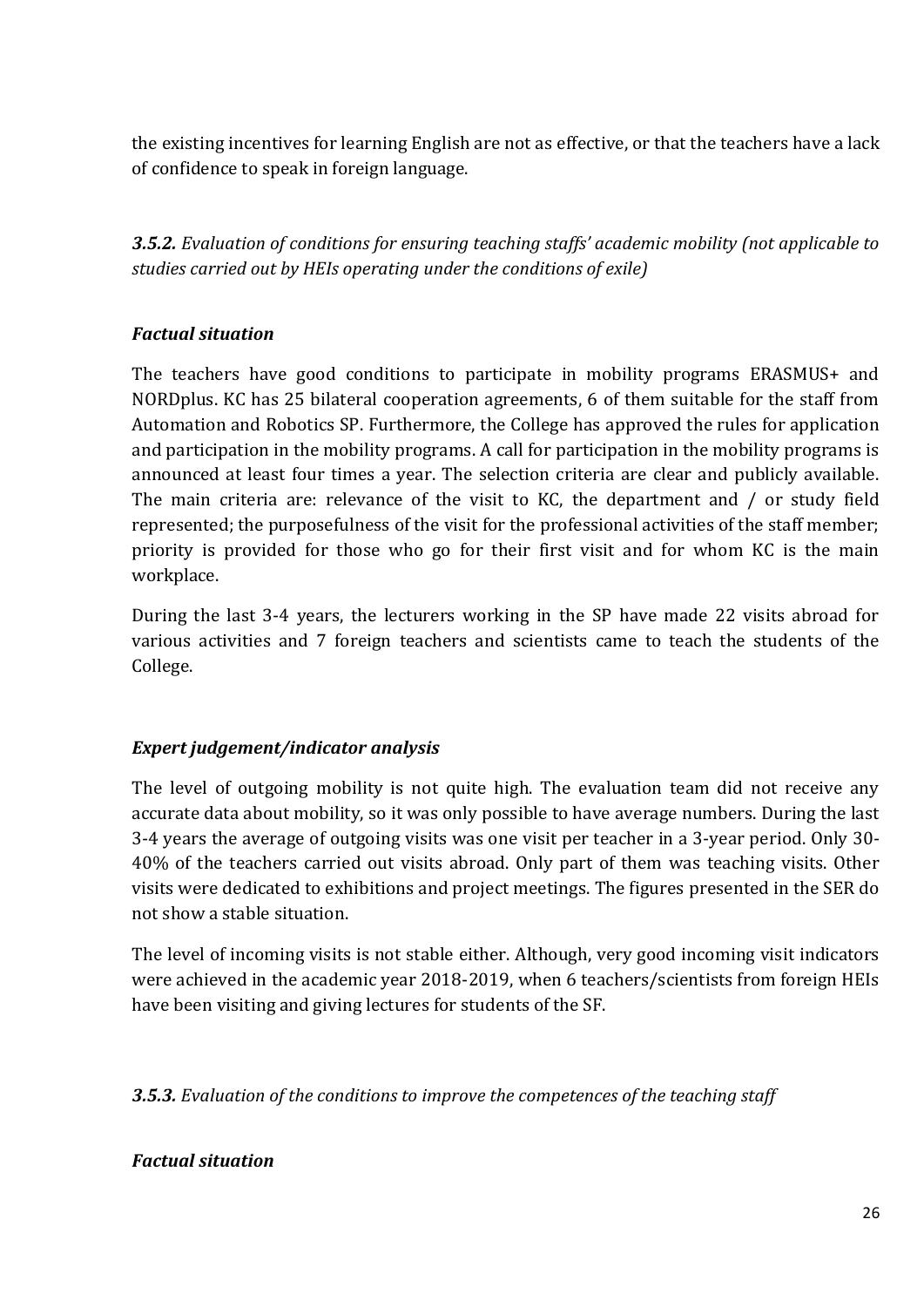the existing incentives for learning English are not as effective, or that the teachers have a lack of confidence to speak in foreign language.

***3.5.2.*** *Evaluation of conditions for ensuring teaching staffs' academic mobility (not applicable to studies carried out by HEIs operating under the conditions of exile)*

***Factual situation***

The teachers have good conditions to participate in mobility programs ERASMUS+ and NORDplus. KC has 25 bilateral cooperation agreements, 6 of them suitable for the staff from Automation and Robotics SP. Furthermore, the College has approved the rules for application and participation in the mobility programs. A call for participation in the mobility programs is announced at least four times a year. The selection criteria are clear and publicly available. The main criteria are: relevance of the visit to KC, the department and / or study field represented; the purposefulness of the visit for the professional activities of the staff member; priority is provided for those who go for their first visit and for whom KC is the main workplace.

During the last 3-4 years, the lecturers working in the SP have made 22 visits abroad for various activities and 7 foreign teachers and scientists came to teach the students of the College.

***Expert judgement/indicator analysis***

The level of outgoing mobility is not quite high. The evaluation team did not receive any accurate data about mobility, so it was only possible to have average numbers. During the last 3-4 years the average of outgoing visits was one visit per teacher in a 3-year period. Only 30-40% of the teachers carried out visits abroad. Only part of them was teaching visits. Other visits were dedicated to exhibitions and project meetings. The figures presented in the SER do not show a stable situation.

The level of incoming visits is not stable either. Although, very good incoming visit indicators were achieved in the academic year 2018-2019, when 6 teachers/scientists from foreign HEIs have been visiting and giving lectures for students of the SF.

***3.5.3.*** *Evaluation of the conditions to improve the competences of the teaching staff*

***Factual situation***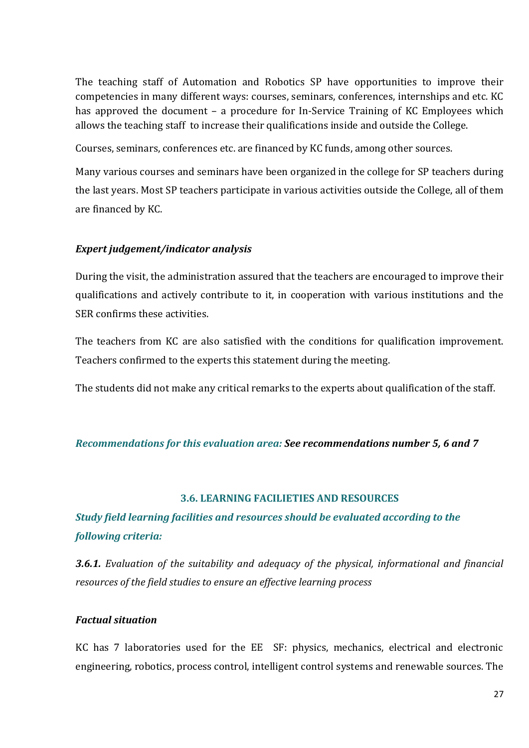The teaching staff of Automation and Robotics SP have opportunities to improve their competencies in many different ways: courses, seminars, conferences, internships and etc. KC has approved the document – a procedure for In-Service Training of KC Employees which allows the teaching staff to increase their qualifications inside and outside the College.

Courses, seminars, conferences etc. are financed by KC funds, among other sources.

Many various courses and seminars have been organized in the college for SP teachers during the last years. Most SP teachers participate in various activities outside the College, all of them are financed by KC.

***Expert judgement/indicator analysis***

During the visit, the administration assured that the teachers are encouraged to improve their qualifications and actively contribute to it, in cooperation with various institutions and the SER confirms these activities.

The teachers from KC are also satisfied with the conditions for qualification improvement. Teachers confirmed to the experts this statement during the meeting.

The students did not make any critical remarks to the experts about qualification of the staff.

*Recommendations for this evaluation area:* ***See recommendations number 5, 6 and 7***

### 3.6. LEARNING FACILIETIES AND RESOURCES

***Study field learning facilities and resources should be evaluated according to the following criteria:***

***3.6.1.*** *Evaluation of the suitability and adequacy of the physical, informational and financial resources of the field studies to ensure an effective learning process*

***Factual situation***

KC has 7 laboratories used for the EE SF: physics, mechanics, electrical and electronic engineering, robotics, process control, intelligent control systems and renewable sources. The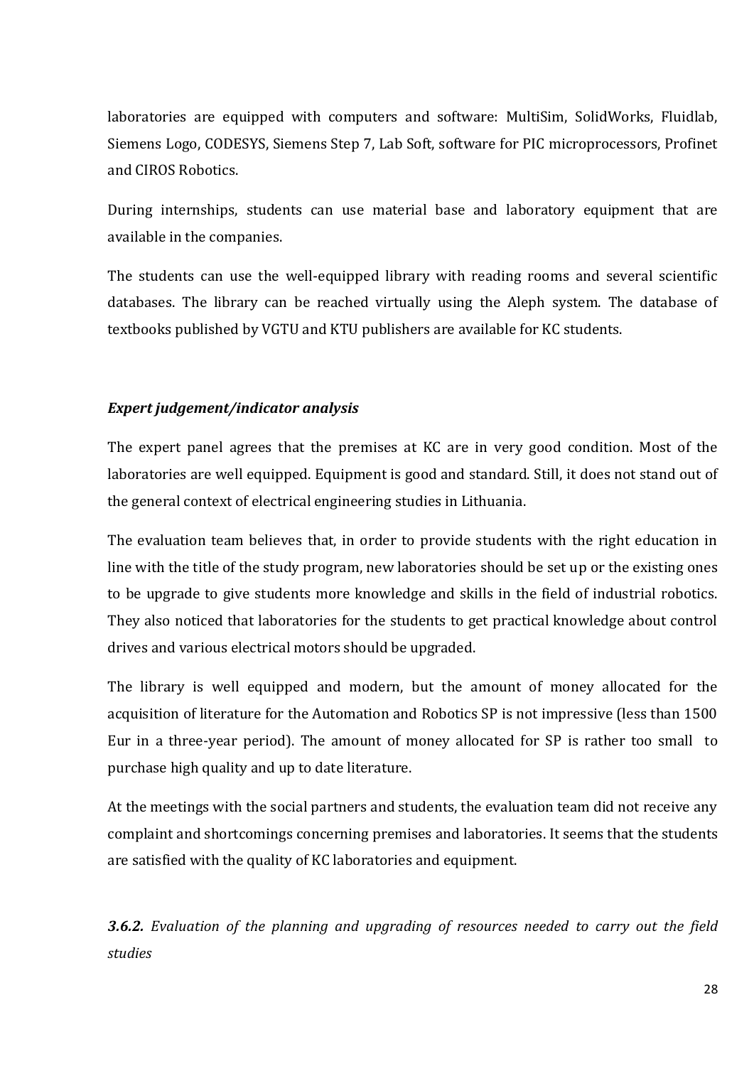laboratories are equipped with computers and software: MultiSim, SolidWorks, Fluidlab, Siemens Logo, CODESYS, Siemens Step 7, Lab Soft, software for PIC microprocessors, Profinet and CIROS Robotics.

During internships, students can use material base and laboratory equipment that are available in the companies.

The students can use the well-equipped library with reading rooms and several scientific databases. The library can be reached virtually using the Aleph system. The database of textbooks published by VGTU and KTU publishers are available for KC students.

***Expert judgement/indicator analysis***

The expert panel agrees that the premises at KC are in very good condition. Most of the laboratories are well equipped. Equipment is good and standard. Still, it does not stand out of the general context of electrical engineering studies in Lithuania.

The evaluation team believes that, in order to provide students with the right education in line with the title of the study program, new laboratories should be set up or the existing ones to be upgrade to give students more knowledge and skills in the field of industrial robotics. They also noticed that laboratories for the students to get practical knowledge about control drives and various electrical motors should be upgraded.

The library is well equipped and modern, but the amount of money allocated for the acquisition of literature for the Automation and Robotics SP is not impressive (less than 1500 Eur in a three-year period). The amount of money allocated for SP is rather too small to purchase high quality and up to date literature.

At the meetings with the social partners and students, the evaluation team did not receive any complaint and shortcomings concerning premises and laboratories. It seems that the students are satisfied with the quality of KC laboratories and equipment.

***3.6.2.*** *Evaluation of the planning and upgrading of resources needed to carry out the field studies*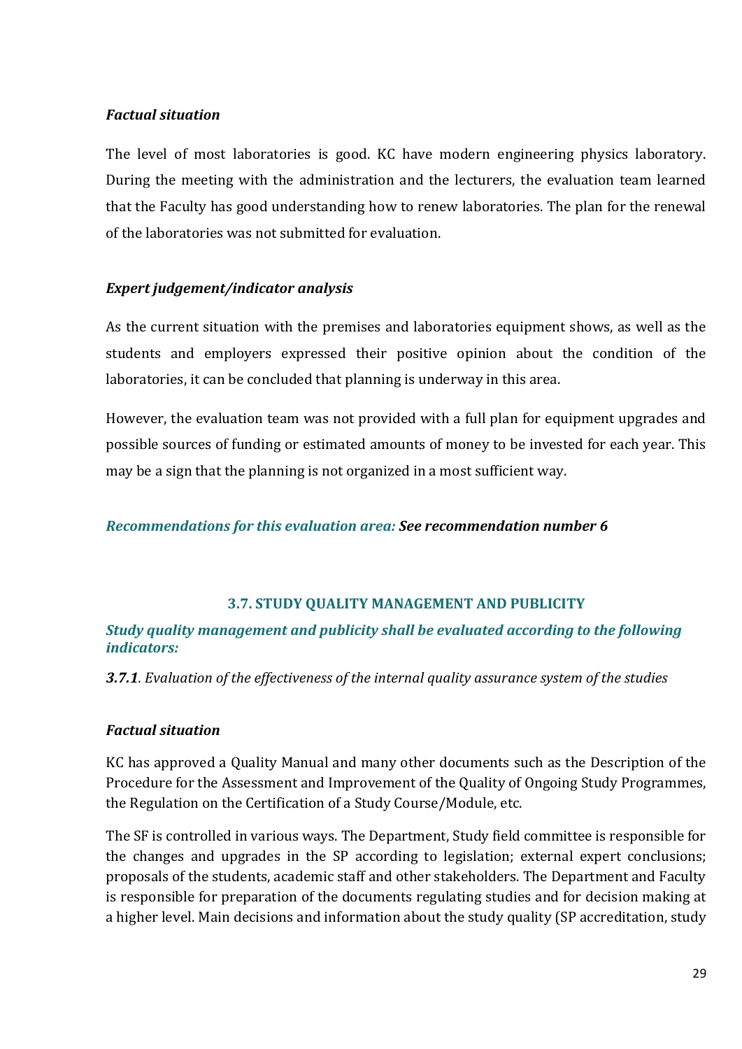***Factual situation***

The level of most laboratories is good. KC have modern engineering physics laboratory. During the meeting with the administration and the lecturers, the evaluation team learned that the Faculty has good understanding how to renew laboratories. The plan for the renewal of the laboratories was not submitted for evaluation.

***Expert judgement/indicator analysis***

As the current situation with the premises and laboratories equipment shows, as well as the students and employers expressed their positive opinion about the condition of the laboratories, it can be concluded that planning is underway in this area.

However, the evaluation team was not provided with a full plan for equipment upgrades and possible sources of funding or estimated amounts of money to be invested for each year. This may be a sign that the planning is not organized in a most sufficient way.

***Recommendations for this evaluation area: See recommendation number 6***

### 3.7. STUDY QUALITY MANAGEMENT AND PUBLICITY

***Study quality management and publicity shall be evaluated according to the following indicators:***

***3.7.1****. Evaluation of the effectiveness of the internal quality assurance system of the studies*

***Factual situation***

KC has approved a Quality Manual and many other documents such as the Description of the Procedure for the Assessment and Improvement of the Quality of Ongoing Study Programmes, the Regulation on the Certification of a Study Course/Module, etc.

The SF is controlled in various ways. The Department, Study field committee is responsible for the changes and upgrades in the SP according to legislation; external expert conclusions; proposals of the students, academic staff and other stakeholders. The Department and Faculty is responsible for preparation of the documents regulating studies and for decision making at a higher level. Main decisions and information about the study quality (SP accreditation, study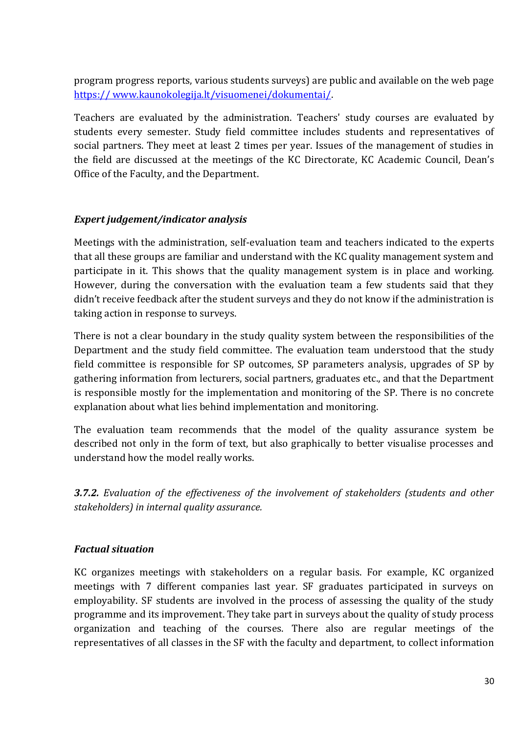program progress reports, various students surveys) are public and available on the web page https:// www.kaunokolegija.lt/visuomenei/dokumentai/.

Teachers are evaluated by the administration. Teachers' study courses are evaluated by students every semester. Study field committee includes students and representatives of social partners. They meet at least 2 times per year. Issues of the management of studies in the field are discussed at the meetings of the KC Directorate, KC Academic Council, Dean's Office of the Faculty, and the Department.

***Expert judgement/indicator analysis***

Meetings with the administration, self-evaluation team and teachers indicated to the experts that all these groups are familiar and understand with the KC quality management system and participate in it. This shows that the quality management system is in place and working. However, during the conversation with the evaluation team a few students said that they didn't receive feedback after the student surveys and they do not know if the administration is taking action in response to surveys.

There is not a clear boundary in the study quality system between the responsibilities of the Department and the study field committee. The evaluation team understood that the study field committee is responsible for SP outcomes, SP parameters analysis, upgrades of SP by gathering information from lecturers, social partners, graduates etc., and that the Department is responsible mostly for the implementation and monitoring of the SP. There is no concrete explanation about what lies behind implementation and monitoring.

The evaluation team recommends that the model of the quality assurance system be described not only in the form of text, but also graphically to better visualise processes and understand how the model really works.

***3.7.2.*** *Evaluation of the effectiveness of the involvement of stakeholders (students and other stakeholders) in internal quality assurance.*

***Factual situation***

KC organizes meetings with stakeholders on a regular basis. For example, KC organized meetings with 7 different companies last year. SF graduates participated in surveys on employability. SF students are involved in the process of assessing the quality of the study programme and its improvement. They take part in surveys about the quality of study process organization and teaching of the courses. There also are regular meetings of the representatives of all classes in the SF with the faculty and department, to collect information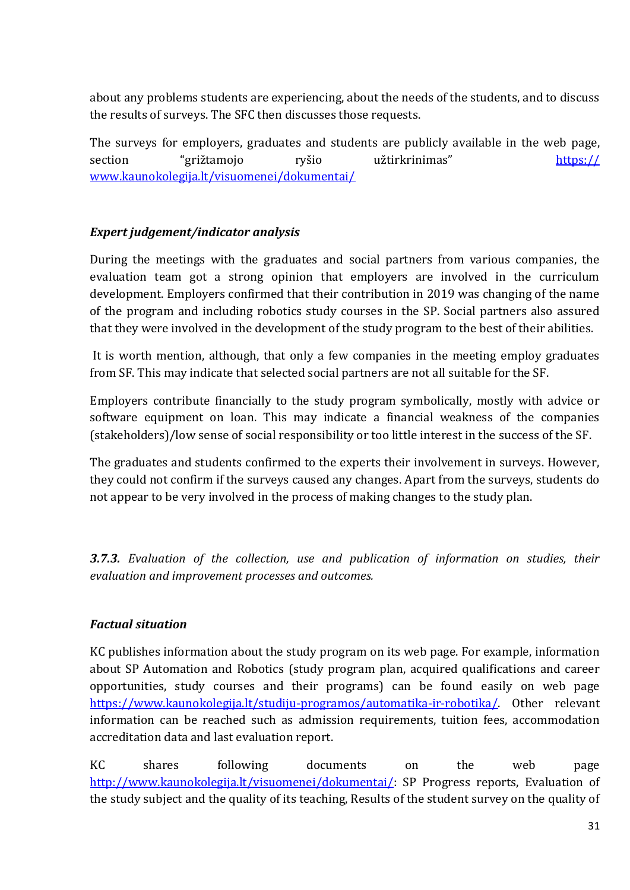about any problems students are experiencing, about the needs of the students, and to discuss the results of surveys. The SFC then discusses those requests.

The surveys for employers, graduates and students are publicly available in the web page, section "grižtamojo ryšio užtirkrinimas" https://www.kaunokolegija.lt/visuomenei/dokumentai/

***Expert judgement/indicator analysis***

During the meetings with the graduates and social partners from various companies, the evaluation team got a strong opinion that employers are involved in the curriculum development. Employers confirmed that their contribution in 2019 was changing of the name of the program and including robotics study courses in the SP. Social partners also assured that they were involved in the development of the study program to the best of their abilities.

It is worth mention, although, that only a few companies in the meeting employ graduates from SF. This may indicate that selected social partners are not all suitable for the SF.

Employers contribute financially to the study program symbolically, mostly with advice or software equipment on loan. This may indicate a financial weakness of the companies (stakeholders)/low sense of social responsibility or too little interest in the success of the SF.

The graduates and students confirmed to the experts their involvement in surveys. However, they could not confirm if the surveys caused any changes. Apart from the surveys, students do not appear to be very involved in the process of making changes to the study plan.

***3.7.3.*** *Evaluation of the collection, use and publication of information on studies, their evaluation and improvement processes and outcomes.*

***Factual situation***

KC publishes information about the study program on its web page. For example, information about SP Automation and Robotics (study program plan, acquired qualifications and career opportunities, study courses and their programs) can be found easily on web page https://www.kaunokolegija.lt/studiju-programos/automatika-ir-robotika/. Other relevant information can be reached such as admission requirements, tuition fees, accommodation accreditation data and last evaluation report.

KC shares following documents on the web page http://www.kaunokolegija.lt/visuomenei/dokumentai/: SP Progress reports, Evaluation of the study subject and the quality of its teaching, Results of the student survey on the quality of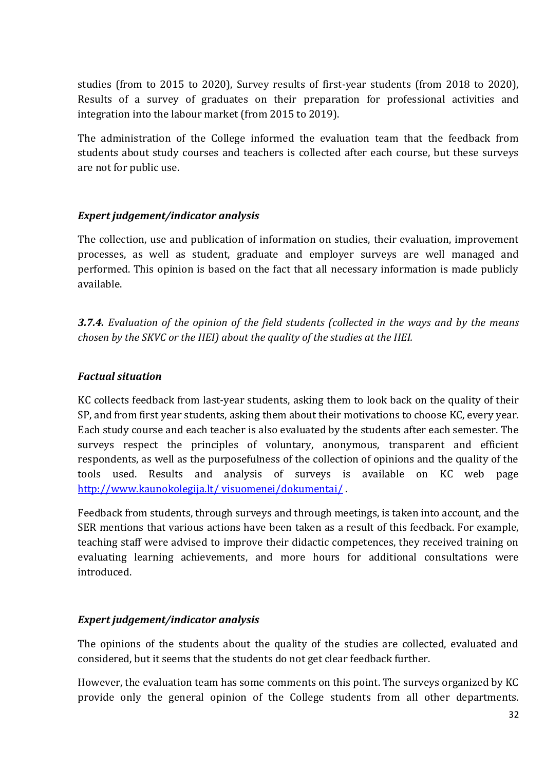studies (from to 2015 to 2020), Survey results of first-year students (from 2018 to 2020), Results of a survey of graduates on their preparation for professional activities and integration into the labour market (from 2015 to 2019).

The administration of the College informed the evaluation team that the feedback from students about study courses and teachers is collected after each course, but these surveys are not for public use.

***Expert judgement/indicator analysis***

The collection, use and publication of information on studies, their evaluation, improvement processes, as well as student, graduate and employer surveys are well managed and performed. This opinion is based on the fact that all necessary information is made publicly available.

***3.7.4.*** *Evaluation of the opinion of the field students (collected in the ways and by the means chosen by the SKVC or the HEI) about the quality of the studies at the HEI.*

***Factual situation***

KC collects feedback from last-year students, asking them to look back on the quality of their SP, and from first year students, asking them about their motivations to choose KC, every year. Each study course and each teacher is also evaluated by the students after each semester. The surveys respect the principles of voluntary, anonymous, transparent and efficient respondents, as well as the purposefulness of the collection of opinions and the quality of the tools used. Results and analysis of surveys is available on KC web page [http://www.kaunokolegija.lt/ visuomenei/dokumentai/](http://www.kaunokolegija.lt/visuomenei/dokumentai/) .

Feedback from students, through surveys and through meetings, is taken into account, and the SER mentions that various actions have been taken as a result of this feedback. For example, teaching staff were advised to improve their didactic competences, they received training on evaluating learning achievements, and more hours for additional consultations were introduced.

***Expert judgement/indicator analysis***

The opinions of the students about the quality of the studies are collected, evaluated and considered, but it seems that the students do not get clear feedback further.

However, the evaluation team has some comments on this point. The surveys organized by KC provide only the general opinion of the College students from all other departments.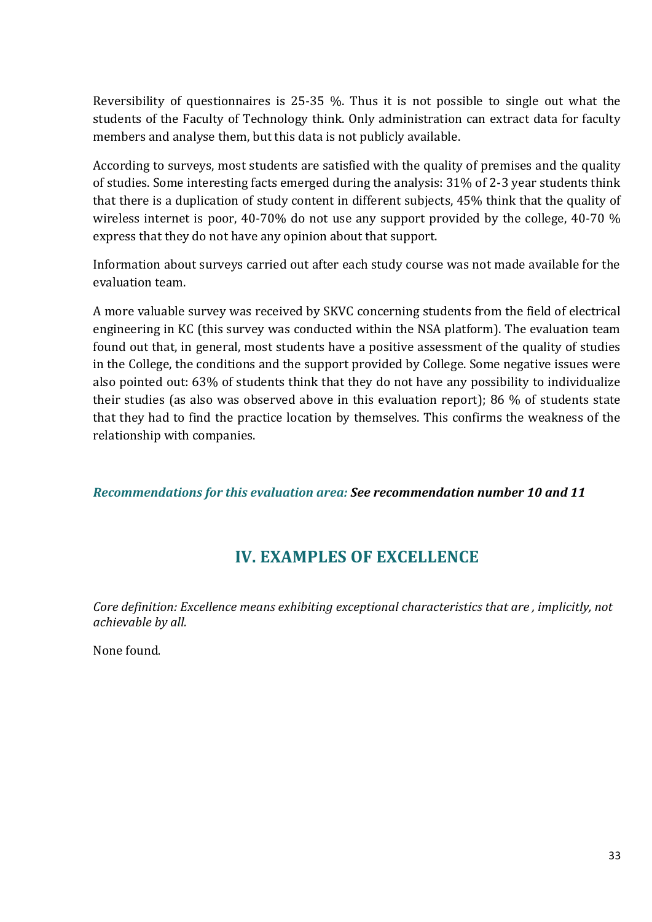Reversibility of questionnaires is 25-35 %. Thus it is not possible to single out what the students of the Faculty of Technology think. Only administration can extract data for faculty members and analyse them, but this data is not publicly available.

According to surveys, most students are satisfied with the quality of premises and the quality of studies. Some interesting facts emerged during the analysis: 31% of 2-3 year students think that there is a duplication of study content in different subjects, 45% think that the quality of wireless internet is poor, 40-70% do not use any support provided by the college, 40-70 % express that they do not have any opinion about that support.

Information about surveys carried out after each study course was not made available for the evaluation team.

A more valuable survey was received by SKVC concerning students from the field of electrical engineering in KC (this survey was conducted within the NSA platform). The evaluation team found out that, in general, most students have a positive assessment of the quality of studies in the College, the conditions and the support provided by College. Some negative issues were also pointed out: 63% of students think that they do not have any possibility to individualize their studies (as also was observed above in this evaluation report); 86 % of students state that they had to find the practice location by themselves. This confirms the weakness of the relationship with companies.

***Recommendations for this evaluation area:* *See recommendation number 10 and 11***

## IV. EXAMPLES OF EXCELLENCE

*Core definition: Excellence means exhibiting exceptional characteristics that are , implicitly, not achievable by all.*

None found.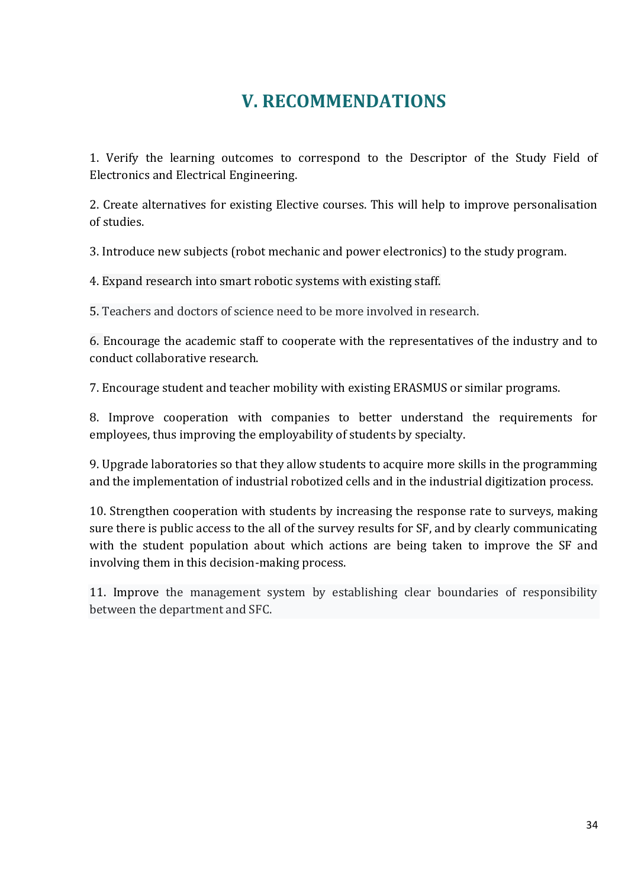# V. RECOMMENDATIONS

1. Verify the learning outcomes to correspond to the Descriptor of the Study Field of Electronics and Electrical Engineering.

2. Create alternatives for existing Elective courses. This will help to improve personalisation of studies.

3. Introduce new subjects (robot mechanic and power electronics) to the study program.

4. Expand research into smart robotic systems with existing staff.

5. Teachers and doctors of science need to be more involved in research.

6. Encourage the academic staff to cooperate with the representatives of the industry and to conduct collaborative research.

7. Encourage student and teacher mobility with existing ERASMUS or similar programs.

8. Improve cooperation with companies to better understand the requirements for employees, thus improving the employability of students by specialty.

9. Upgrade laboratories so that they allow students to acquire more skills in the programming and the implementation of industrial robotized cells and in the industrial digitization process.

10. Strengthen cooperation with students by increasing the response rate to surveys, making sure there is public access to the all of the survey results for SF, and by clearly communicating with the student population about which actions are being taken to improve the SF and involving them in this decision-making process.

11. Improve the management system by establishing clear boundaries of responsibility between the department and SFC.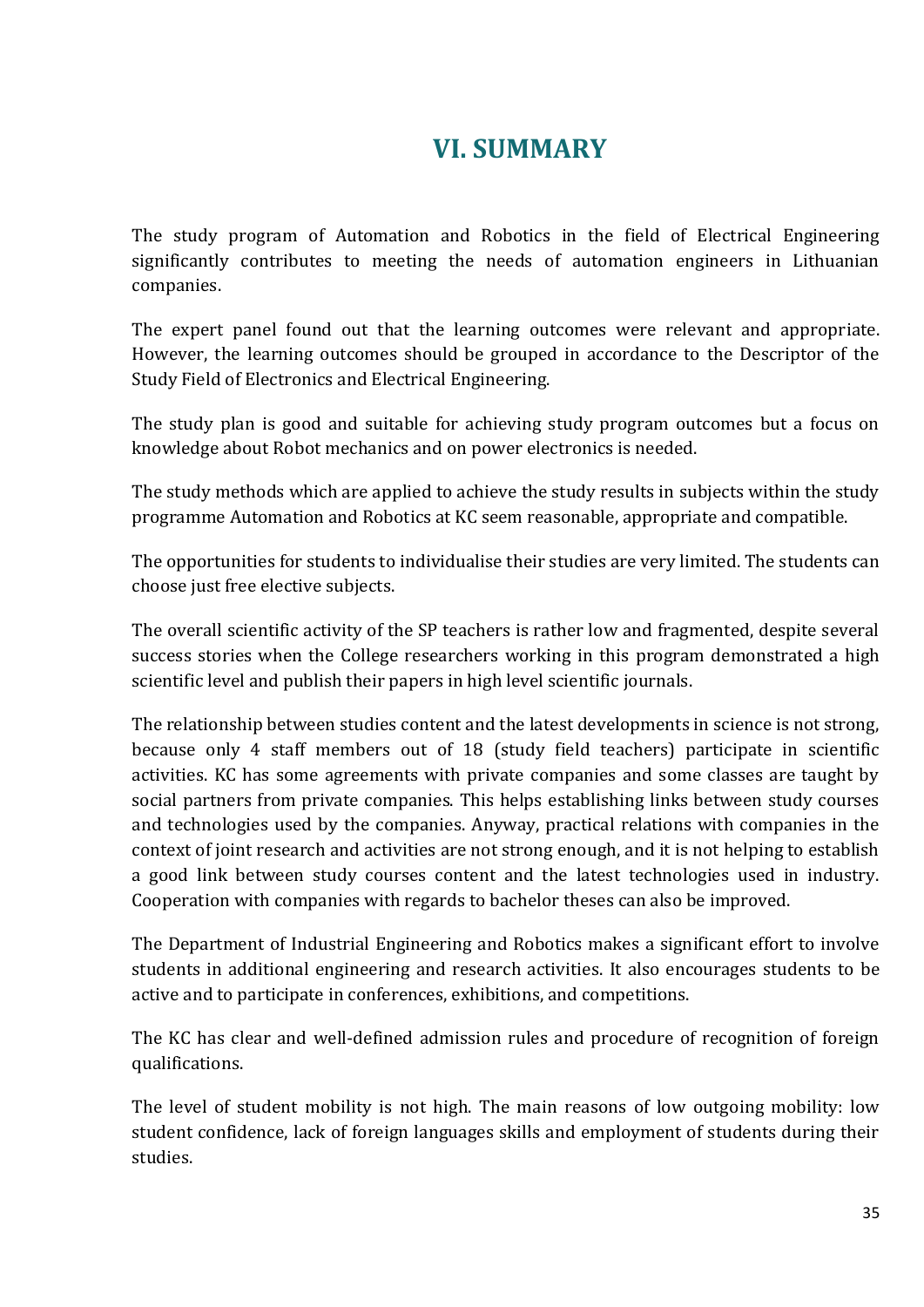# VI. SUMMARY

The study program of Automation and Robotics in the field of Electrical Engineering significantly contributes to meeting the needs of automation engineers in Lithuanian companies.

The expert panel found out that the learning outcomes were relevant and appropriate. However, the learning outcomes should be grouped in accordance to the Descriptor of the Study Field of Electronics and Electrical Engineering.

The study plan is good and suitable for achieving study program outcomes but a focus on knowledge about Robot mechanics and on power electronics is needed.

The study methods which are applied to achieve the study results in subjects within the study programme Automation and Robotics at KC seem reasonable, appropriate and compatible.

The opportunities for students to individualise their studies are very limited. The students can choose just free elective subjects.

The overall scientific activity of the SP teachers is rather low and fragmented, despite several success stories when the College researchers working in this program demonstrated a high scientific level and publish their papers in high level scientific journals.

The relationship between studies content and the latest developments in science is not strong, because only 4 staff members out of 18 (study field teachers) participate in scientific activities. KC has some agreements with private companies and some classes are taught by social partners from private companies. This helps establishing links between study courses and technologies used by the companies. Anyway, practical relations with companies in the context of joint research and activities are not strong enough, and it is not helping to establish a good link between study courses content and the latest technologies used in industry. Cooperation with companies with regards to bachelor theses can also be improved.

The Department of Industrial Engineering and Robotics makes a significant effort to involve students in additional engineering and research activities. It also encourages students to be active and to participate in conferences, exhibitions, and competitions.

The KC has clear and well-defined admission rules and procedure of recognition of foreign qualifications.

The level of student mobility is not high. The main reasons of low outgoing mobility: low student confidence, lack of foreign languages skills and employment of students during their studies.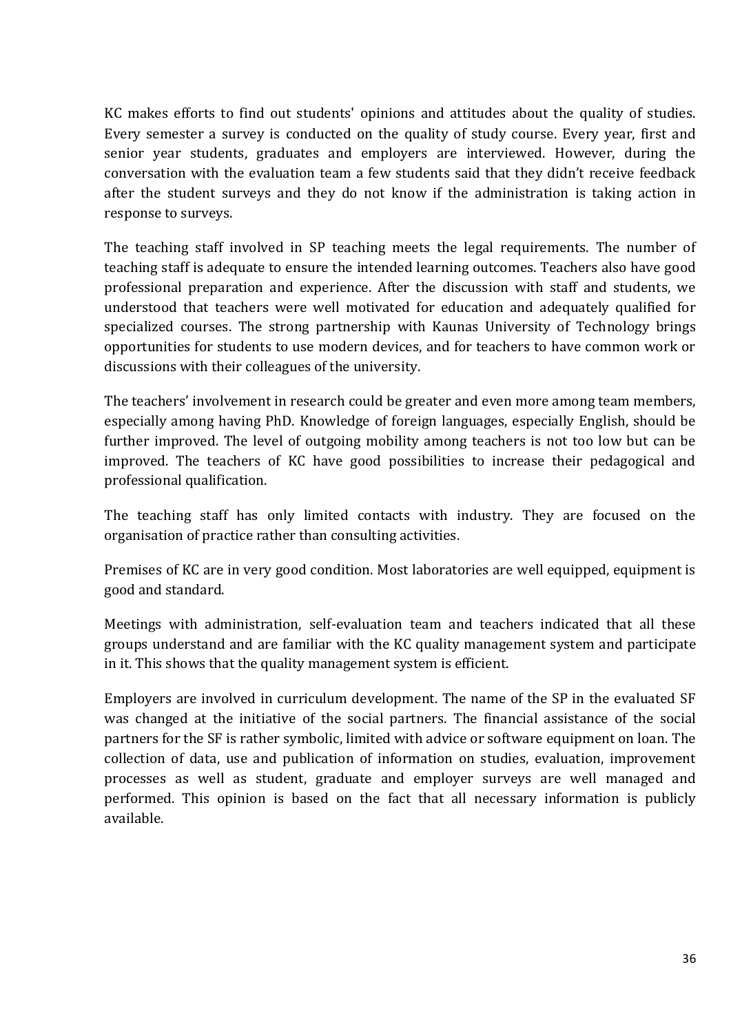KC makes efforts to find out students' opinions and attitudes about the quality of studies. Every semester a survey is conducted on the quality of study course. Every year, first and senior year students, graduates and employers are interviewed. However, during the conversation with the evaluation team a few students said that they didn't receive feedback after the student surveys and they do not know if the administration is taking action in response to surveys.

The teaching staff involved in SP teaching meets the legal requirements. The number of teaching staff is adequate to ensure the intended learning outcomes. Teachers also have good professional preparation and experience. After the discussion with staff and students, we understood that teachers were well motivated for education and adequately qualified for specialized courses. The strong partnership with Kaunas University of Technology brings opportunities for students to use modern devices, and for teachers to have common work or discussions with their colleagues of the university.

The teachers' involvement in research could be greater and even more among team members, especially among having PhD. Knowledge of foreign languages, especially English, should be further improved. The level of outgoing mobility among teachers is not too low but can be improved. The teachers of KC have good possibilities to increase their pedagogical and professional qualification.

The teaching staff has only limited contacts with industry. They are focused on the organisation of practice rather than consulting activities.

Premises of KC are in very good condition. Most laboratories are well equipped, equipment is good and standard.

Meetings with administration, self-evaluation team and teachers indicated that all these groups understand and are familiar with the KC quality management system and participate in it. This shows that the quality management system is efficient.

Employers are involved in curriculum development. The name of the SP in the evaluated SF was changed at the initiative of the social partners. The financial assistance of the social partners for the SF is rather symbolic, limited with advice or software equipment on loan. The collection of data, use and publication of information on studies, evaluation, improvement processes as well as student, graduate and employer surveys are well managed and performed. This opinion is based on the fact that all necessary information is publicly available.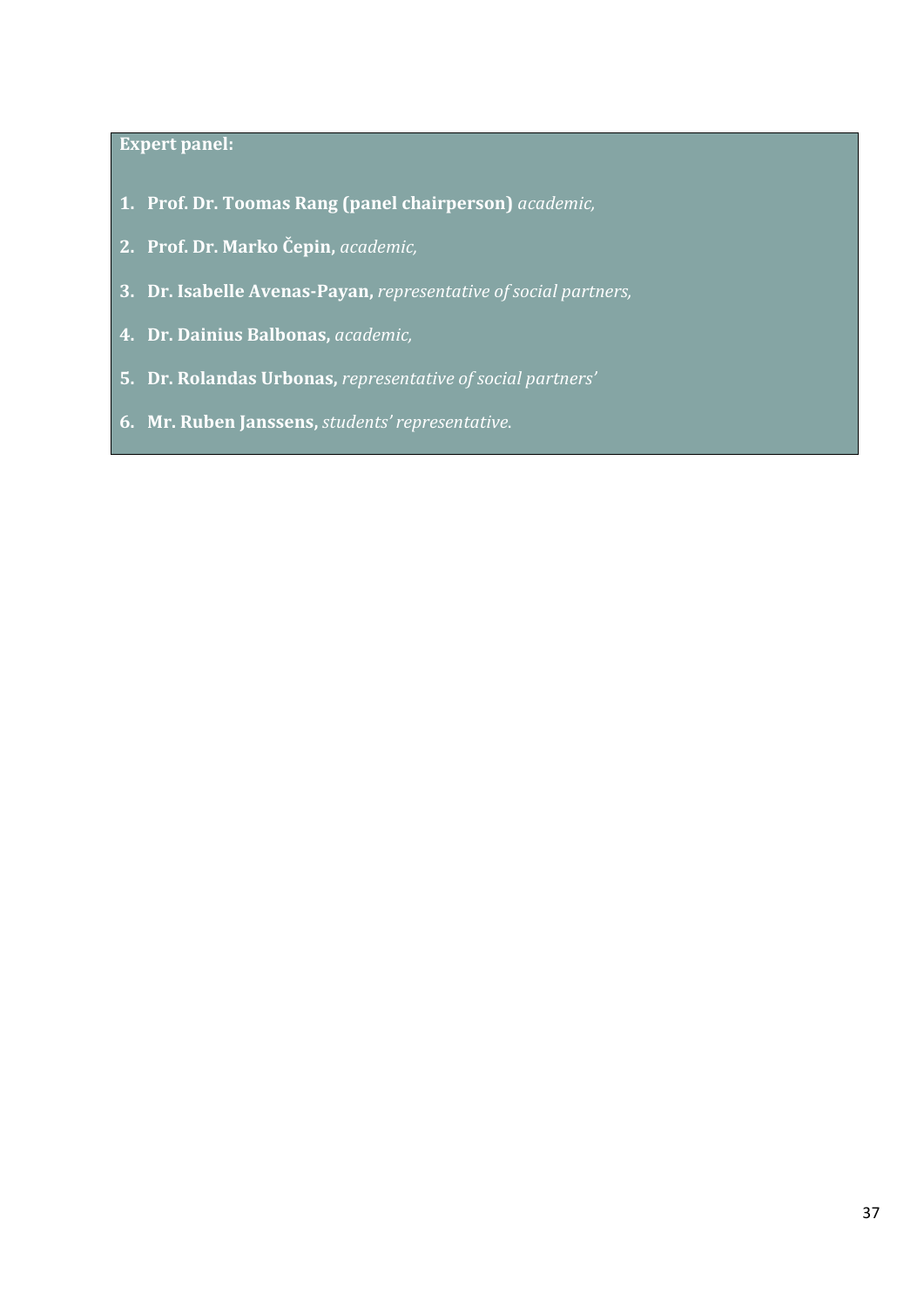**Expert panel:**

1. **Prof. Dr. Toomas Rang (panel chairperson)** *academic,*
2. **Prof. Dr. Marko Čepin,** *academic,*
3. **Dr. Isabelle Avenas-Payan,** *representative of social partners,*
4. **Dr. Dainius Balbonas,** *academic,*
5. **Dr. Rolandas Urbonas,** *representative of social partners'*
6. **Mr. Ruben Janssens,** *students' representative.*